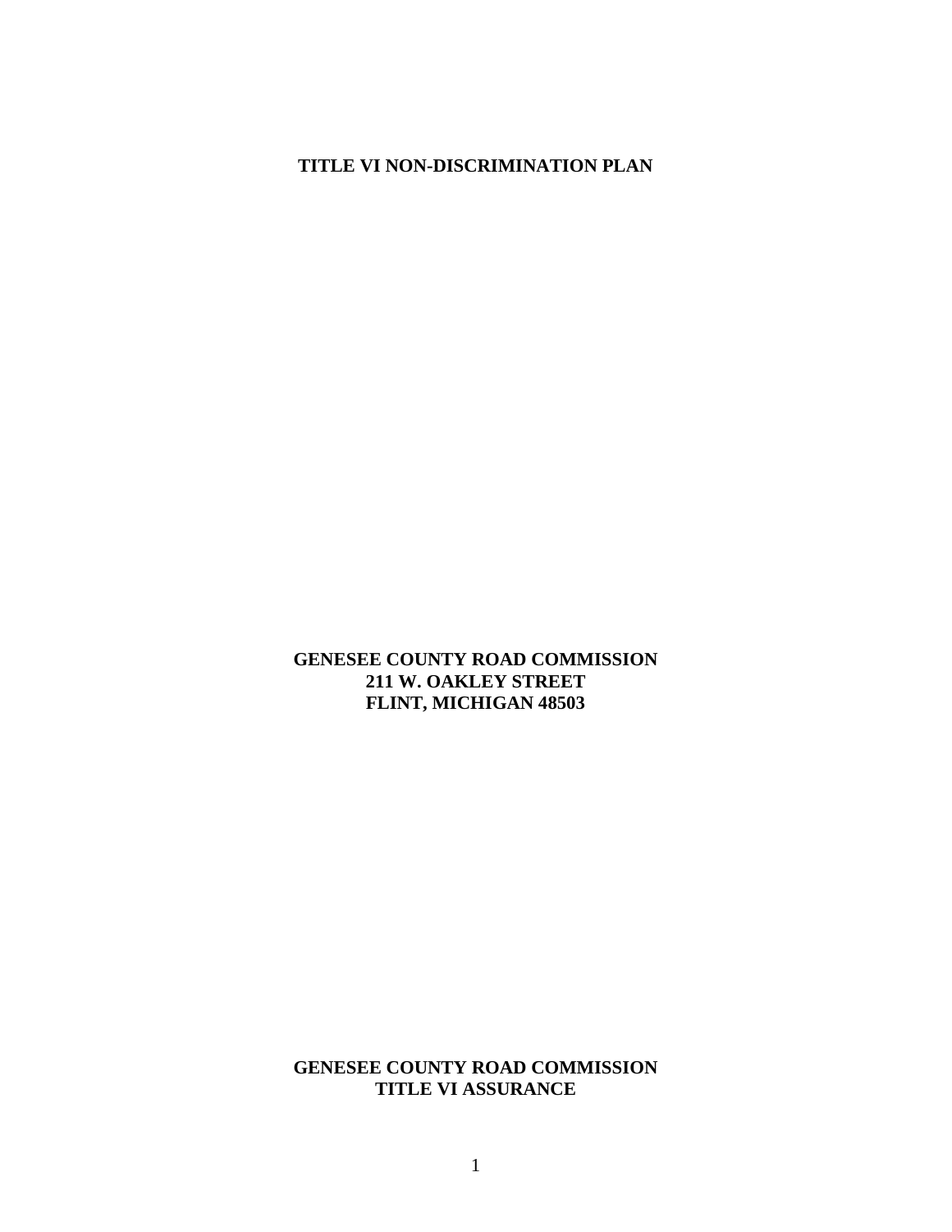# TITLE VI NON-DISCRIMINATION PLAN

**GENESEE COUNTY ROAD COMMISSION**
**211 W. OAKLEY STREET**
**FLINT, MICHIGAN 48503**

## GENESEE COUNTY ROAD COMMISSION TITLE VI ASSURANCE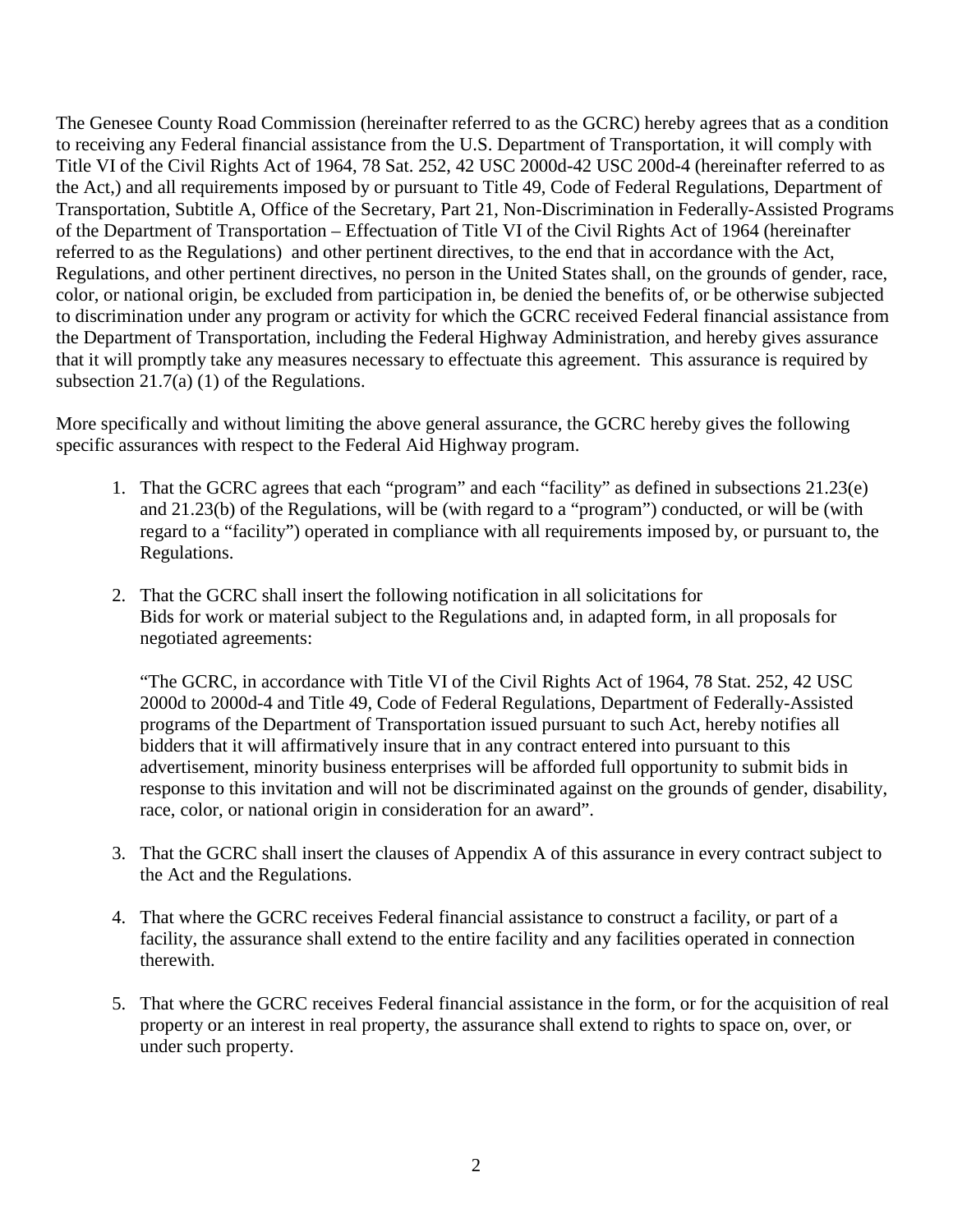The Genesee County Road Commission (hereinafter referred to as the GCRC) hereby agrees that as a condition to receiving any Federal financial assistance from the U.S. Department of Transportation, it will comply with Title VI of the Civil Rights Act of 1964, 78 Sat. 252, 42 USC 2000d-42 USC 200d-4 (hereinafter referred to as the Act,) and all requirements imposed by or pursuant to Title 49, Code of Federal Regulations, Department of Transportation, Subtitle A, Office of the Secretary, Part 21, Non-Discrimination in Federally-Assisted Programs of the Department of Transportation – Effectuation of Title VI of the Civil Rights Act of 1964 (hereinafter referred to as the Regulations) and other pertinent directives, to the end that in accordance with the Act, Regulations, and other pertinent directives, no person in the United States shall, on the grounds of gender, race, color, or national origin, be excluded from participation in, be denied the benefits of, or be otherwise subjected to discrimination under any program or activity for which the GCRC received Federal financial assistance from the Department of Transportation, including the Federal Highway Administration, and hereby gives assurance that it will promptly take any measures necessary to effectuate this agreement. This assurance is required by subsection 21.7(a) (1) of the Regulations.

More specifically and without limiting the above general assurance, the GCRC hereby gives the following specific assurances with respect to the Federal Aid Highway program.

1. That the GCRC agrees that each "program" and each "facility" as defined in subsections 21.23(e) and 21.23(b) of the Regulations, will be (with regard to a "program") conducted, or will be (with regard to a "facility") operated in compliance with all requirements imposed by, or pursuant to, the Regulations.

2. That the GCRC shall insert the following notification in all solicitations for Bids for work or material subject to the Regulations and, in adapted form, in all proposals for negotiated agreements:

   "The GCRC, in accordance with Title VI of the Civil Rights Act of 1964, 78 Stat. 252, 42 USC 2000d to 2000d-4 and Title 49, Code of Federal Regulations, Department of Federally-Assisted programs of the Department of Transportation issued pursuant to such Act, hereby notifies all bidders that it will affirmatively insure that in any contract entered into pursuant to this advertisement, minority business enterprises will be afforded full opportunity to submit bids in response to this invitation and will not be discriminated against on the grounds of gender, disability, race, color, or national origin in consideration for an award".

3. That the GCRC shall insert the clauses of Appendix A of this assurance in every contract subject to the Act and the Regulations.

4. That where the GCRC receives Federal financial assistance to construct a facility, or part of a facility, the assurance shall extend to the entire facility and any facilities operated in connection therewith.

5. That where the GCRC receives Federal financial assistance in the form, or for the acquisition of real property or an interest in real property, the assurance shall extend to rights to space on, over, or under such property.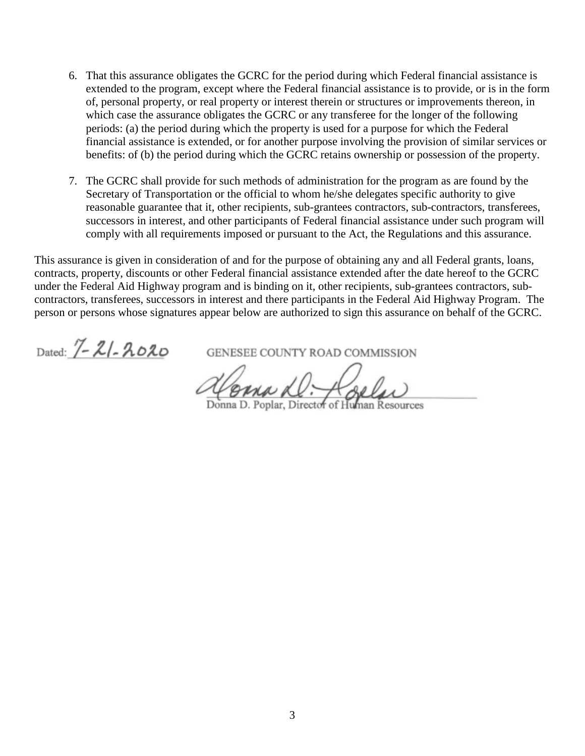6. That this assurance obligates the GCRC for the period during which Federal financial assistance is extended to the program, except where the Federal financial assistance is to provide, or is in the form of, personal property, or real property or interest therein or structures or improvements thereon, in which case the assurance obligates the GCRC or any transferee for the longer of the following periods: (a) the period during which the property is used for a purpose for which the Federal financial assistance is extended, or for another purpose involving the provision of similar services or benefits: of (b) the period during which the GCRC retains ownership or possession of the property.

7. The GCRC shall provide for such methods of administration for the program as are found by the Secretary of Transportation or the official to whom he/she delegates specific authority to give reasonable guarantee that it, other recipients, sub-grantees contractors, sub-contractors, transferees, successors in interest, and other participants of Federal financial assistance under such program will comply with all requirements imposed or pursuant to the Act, the Regulations and this assurance.

This assurance is given in consideration of and for the purpose of obtaining any and all Federal grants, loans, contracts, property, discounts or other Federal financial assistance extended after the date hereof to the GCRC under the Federal Aid Highway program and is binding on it, other recipients, sub-grantees contractors, sub-contractors, transferees, successors in interest and there participants in the Federal Aid Highway Program. The person or persons whose signatures appear below are authorized to sign this assurance on behalf of the GCRC.

Dated: 7-21-2020

GENESEE COUNTY ROAD COMMISSION

Donna D. Poplar, Director of Human Resources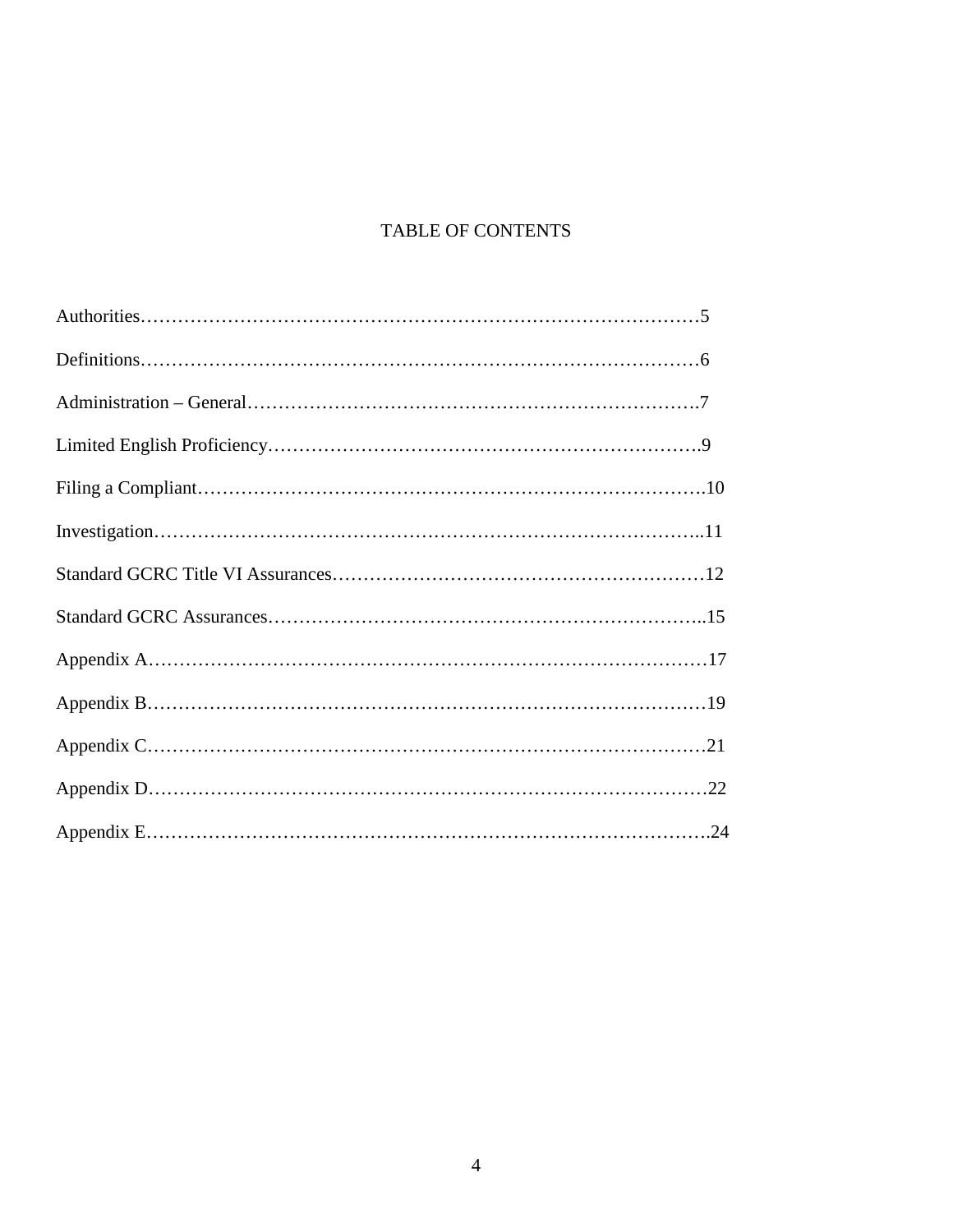# TABLE OF CONTENTS

Authorities……………………………………………………………………………5

Definitions……………………………………………………………………………6

Administration – General…………………………………………………………….7

Limited English Proficiency………………………………………………………….9

Filing a Compliant…………………………………………………………………….10

Investigation…………………………………………………………………………..11

Standard GCRC Title VI Assurances…………………………………………………12

Standard GCRC Assurances…………………………………………………………..15

Appendix A……………………………………………………………………………17

Appendix B……………………………………………………………………………19

Appendix C……………………………………………………………………………21

Appendix D……………………………………………………………………………22

Appendix E…………………………………………………………………………….24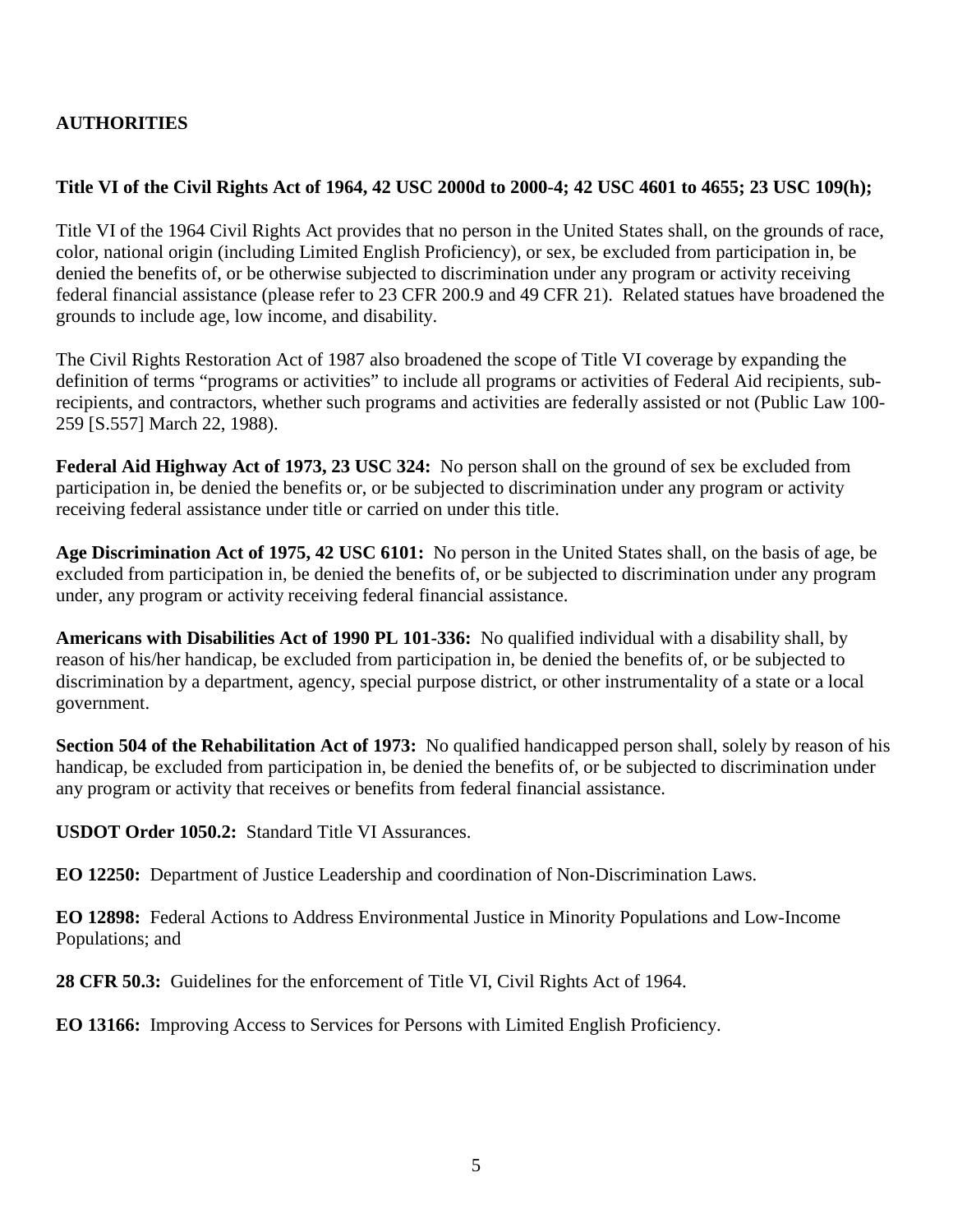## AUTHORITIES

**Title VI of the Civil Rights Act of 1964, 42 USC 2000d to 2000-4; 42 USC 4601 to 4655; 23 USC 109(h);**

Title VI of the 1964 Civil Rights Act provides that no person in the United States shall, on the grounds of race, color, national origin (including Limited English Proficiency), or sex, be excluded from participation in, be denied the benefits of, or be otherwise subjected to discrimination under any program or activity receiving federal financial assistance (please refer to 23 CFR 200.9 and 49 CFR 21). Related statues have broadened the grounds to include age, low income, and disability.

The Civil Rights Restoration Act of 1987 also broadened the scope of Title VI coverage by expanding the definition of terms "programs or activities" to include all programs or activities of Federal Aid recipients, sub-recipients, and contractors, whether such programs and activities are federally assisted or not (Public Law 100-259 [S.557] March 22, 1988).

**Federal Aid Highway Act of 1973, 23 USC 324:** No person shall on the ground of sex be excluded from participation in, be denied the benefits or, or be subjected to discrimination under any program or activity receiving federal assistance under title or carried on under this title.

**Age Discrimination Act of 1975, 42 USC 6101:** No person in the United States shall, on the basis of age, be excluded from participation in, be denied the benefits of, or be subjected to discrimination under any program under, any program or activity receiving federal financial assistance.

**Americans with Disabilities Act of 1990 PL 101-336:** No qualified individual with a disability shall, by reason of his/her handicap, be excluded from participation in, be denied the benefits of, or be subjected to discrimination by a department, agency, special purpose district, or other instrumentality of a state or a local government.

**Section 504 of the Rehabilitation Act of 1973:** No qualified handicapped person shall, solely by reason of his handicap, be excluded from participation in, be denied the benefits of, or be subjected to discrimination under any program or activity that receives or benefits from federal financial assistance.

**USDOT Order 1050.2:** Standard Title VI Assurances.

**EO 12250:** Department of Justice Leadership and coordination of Non-Discrimination Laws.

**EO 12898:** Federal Actions to Address Environmental Justice in Minority Populations and Low-Income Populations; and

**28 CFR 50.3:** Guidelines for the enforcement of Title VI, Civil Rights Act of 1964.

**EO 13166:** Improving Access to Services for Persons with Limited English Proficiency.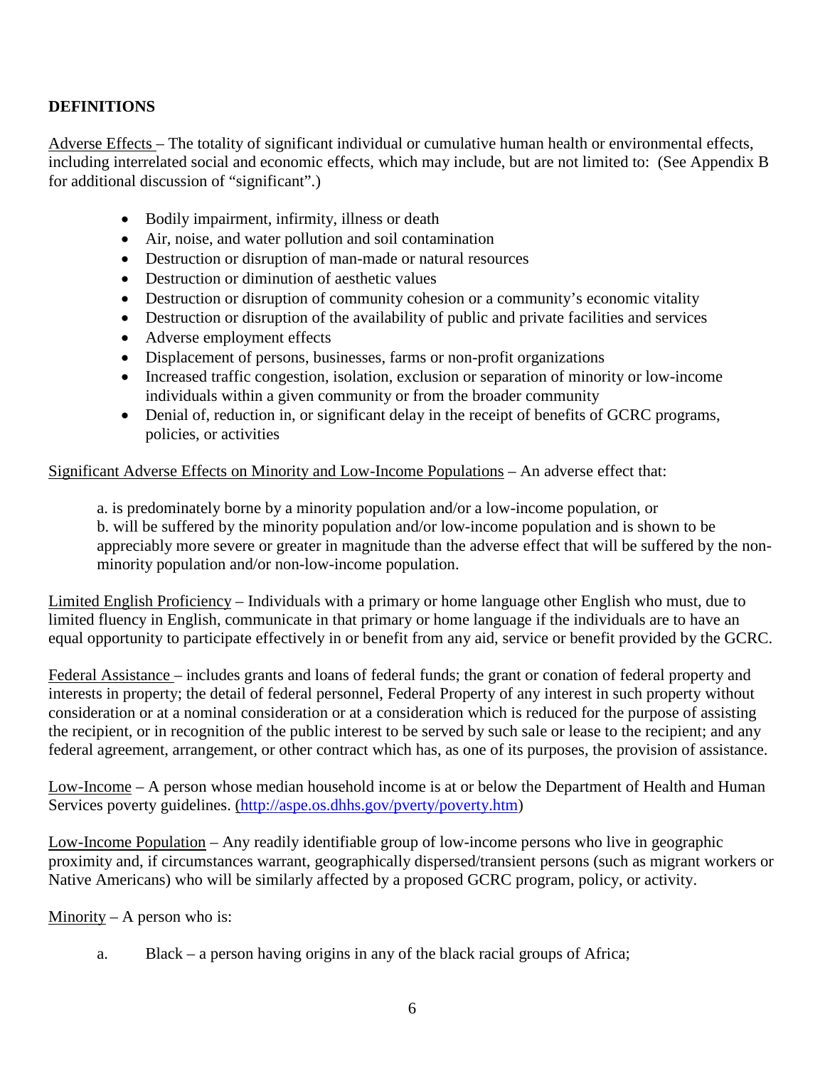**DEFINITIONS**

Adverse Effects – The totality of significant individual or cumulative human health or environmental effects, including interrelated social and economic effects, which may include, but are not limited to: (See Appendix B for additional discussion of "significant".)

- Bodily impairment, infirmity, illness or death
- Air, noise, and water pollution and soil contamination
- Destruction or disruption of man-made or natural resources
- Destruction or diminution of aesthetic values
- Destruction or disruption of community cohesion or a community's economic vitality
- Destruction or disruption of the availability of public and private facilities and services
- Adverse employment effects
- Displacement of persons, businesses, farms or non-profit organizations
- Increased traffic congestion, isolation, exclusion or separation of minority or low-income individuals within a given community or from the broader community
- Denial of, reduction in, or significant delay in the receipt of benefits of GCRC programs, policies, or activities

Significant Adverse Effects on Minority and Low-Income Populations – An adverse effect that:

a. is predominately borne by a minority population and/or a low-income population, or
b. will be suffered by the minority population and/or low-income population and is shown to be appreciably more severe or greater in magnitude than the adverse effect that will be suffered by the non-minority population and/or non-low-income population.

Limited English Proficiency – Individuals with a primary or home language other English who must, due to limited fluency in English, communicate in that primary or home language if the individuals are to have an equal opportunity to participate effectively in or benefit from any aid, service or benefit provided by the GCRC.

Federal Assistance – includes grants and loans of federal funds; the grant or conation of federal property and interests in property; the detail of federal personnel, Federal Property of any interest in such property without consideration or at a nominal consideration or at a consideration which is reduced for the purpose of assisting the recipient, or in recognition of the public interest to be served by such sale or lease to the recipient; and any federal agreement, arrangement, or other contract which has, as one of its purposes, the provision of assistance.

Low-Income – A person whose median household income is at or below the Department of Health and Human Services poverty guidelines. (http://aspe.os.dhhs.gov/pverty/poverty.htm)

Low-Income Population – Any readily identifiable group of low-income persons who live in geographic proximity and, if circumstances warrant, geographically dispersed/transient persons (such as migrant workers or Native Americans) who will be similarly affected by a proposed GCRC program, policy, or activity.

Minority – A person who is:

a. Black – a person having origins in any of the black racial groups of Africa;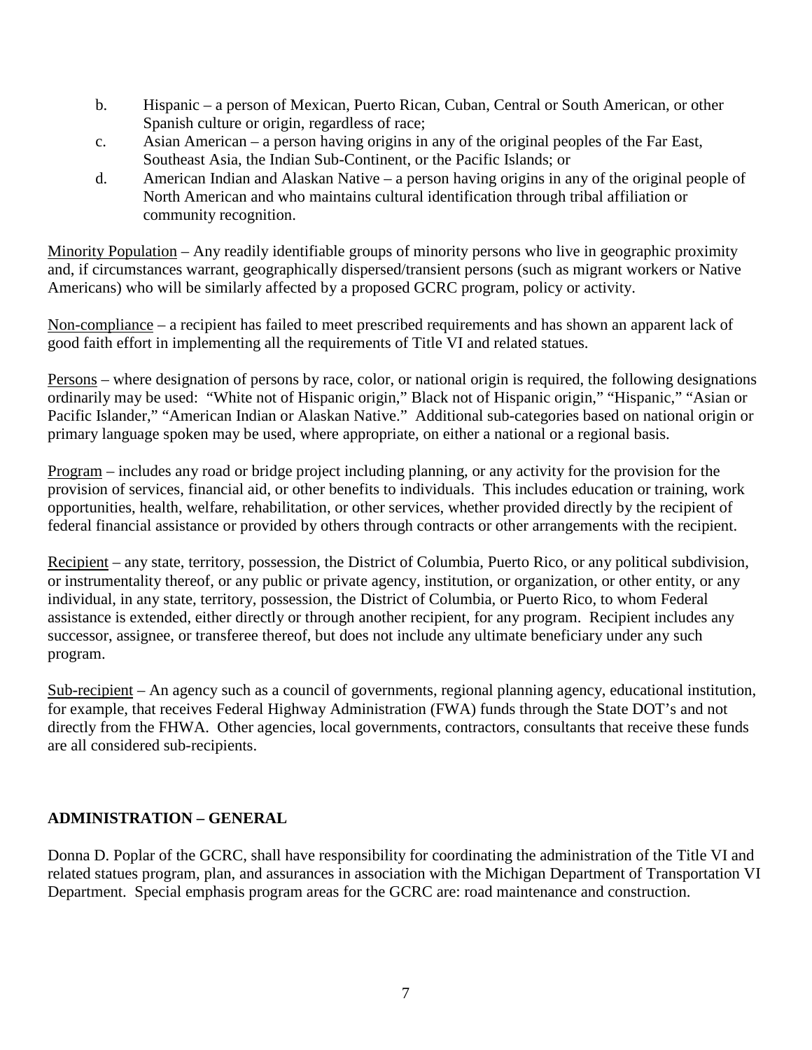b. Hispanic – a person of Mexican, Puerto Rican, Cuban, Central or South American, or other Spanish culture or origin, regardless of race;
c. Asian American – a person having origins in any of the original peoples of the Far East, Southeast Asia, the Indian Sub-Continent, or the Pacific Islands; or
d. American Indian and Alaskan Native – a person having origins in any of the original people of North American and who maintains cultural identification through tribal affiliation or community recognition.

Minority Population – Any readily identifiable groups of minority persons who live in geographic proximity and, if circumstances warrant, geographically dispersed/transient persons (such as migrant workers or Native Americans) who will be similarly affected by a proposed GCRC program, policy or activity.

Non-compliance – a recipient has failed to meet prescribed requirements and has shown an apparent lack of good faith effort in implementing all the requirements of Title VI and related statues.

Persons – where designation of persons by race, color, or national origin is required, the following designations ordinarily may be used: "White not of Hispanic origin," Black not of Hispanic origin," "Hispanic," "Asian or Pacific Islander," "American Indian or Alaskan Native." Additional sub-categories based on national origin or primary language spoken may be used, where appropriate, on either a national or a regional basis.

Program – includes any road or bridge project including planning, or any activity for the provision for the provision of services, financial aid, or other benefits to individuals. This includes education or training, work opportunities, health, welfare, rehabilitation, or other services, whether provided directly by the recipient of federal financial assistance or provided by others through contracts or other arrangements with the recipient.

Recipient – any state, territory, possession, the District of Columbia, Puerto Rico, or any political subdivision, or instrumentality thereof, or any public or private agency, institution, or organization, or other entity, or any individual, in any state, territory, possession, the District of Columbia, or Puerto Rico, to whom Federal assistance is extended, either directly or through another recipient, for any program. Recipient includes any successor, assignee, or transferee thereof, but does not include any ultimate beneficiary under any such program.

Sub-recipient – An agency such as a council of governments, regional planning agency, educational institution, for example, that receives Federal Highway Administration (FWA) funds through the State DOT's and not directly from the FHWA. Other agencies, local governments, contractors, consultants that receive these funds are all considered sub-recipients.

## ADMINISTRATION – GENERAL

Donna D. Poplar of the GCRC, shall have responsibility for coordinating the administration of the Title VI and related statues program, plan, and assurances in association with the Michigan Department of Transportation VI Department. Special emphasis program areas for the GCRC are: road maintenance and construction.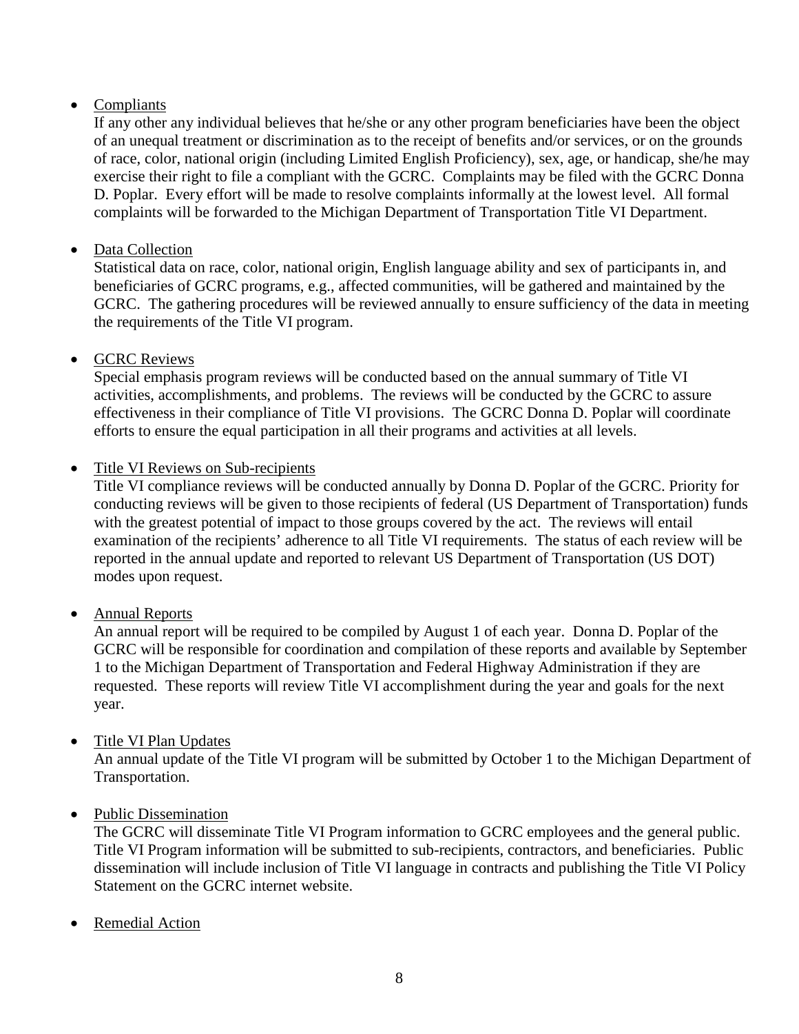- <u>Compliants</u>

  If any other any individual believes that he/she or any other program beneficiaries have been the object of an unequal treatment or discrimination as to the receipt of benefits and/or services, or on the grounds of race, color, national origin (including Limited English Proficiency), sex, age, or handicap, she/he may exercise their right to file a compliant with the GCRC. Complaints may be filed with the GCRC Donna D. Poplar. Every effort will be made to resolve complaints informally at the lowest level. All formal complaints will be forwarded to the Michigan Department of Transportation Title VI Department.

- <u>Data Collection</u>

  Statistical data on race, color, national origin, English language ability and sex of participants in, and beneficiaries of GCRC programs, e.g., affected communities, will be gathered and maintained by the GCRC. The gathering procedures will be reviewed annually to ensure sufficiency of the data in meeting the requirements of the Title VI program.

- <u>GCRC Reviews</u>

  Special emphasis program reviews will be conducted based on the annual summary of Title VI activities, accomplishments, and problems. The reviews will be conducted by the GCRC to assure effectiveness in their compliance of Title VI provisions. The GCRC Donna D. Poplar will coordinate efforts to ensure the equal participation in all their programs and activities at all levels.

- <u>Title VI Reviews on Sub-recipients</u>

  Title VI compliance reviews will be conducted annually by Donna D. Poplar of the GCRC. Priority for conducting reviews will be given to those recipients of federal (US Department of Transportation) funds with the greatest potential of impact to those groups covered by the act. The reviews will entail examination of the recipients' adherence to all Title VI requirements. The status of each review will be reported in the annual update and reported to relevant US Department of Transportation (US DOT) modes upon request.

- <u>Annual Reports</u>

  An annual report will be required to be compiled by August 1 of each year. Donna D. Poplar of the GCRC will be responsible for coordination and compilation of these reports and available by September 1 to the Michigan Department of Transportation and Federal Highway Administration if they are requested. These reports will review Title VI accomplishment during the year and goals for the next year.

- <u>Title VI Plan Updates</u>

  An annual update of the Title VI program will be submitted by October 1 to the Michigan Department of Transportation.

- <u>Public Dissemination</u>

  The GCRC will disseminate Title VI Program information to GCRC employees and the general public. Title VI Program information will be submitted to sub-recipients, contractors, and beneficiaries. Public dissemination will include inclusion of Title VI language in contracts and publishing the Title VI Policy Statement on the GCRC internet website.

- <u>Remedial Action</u>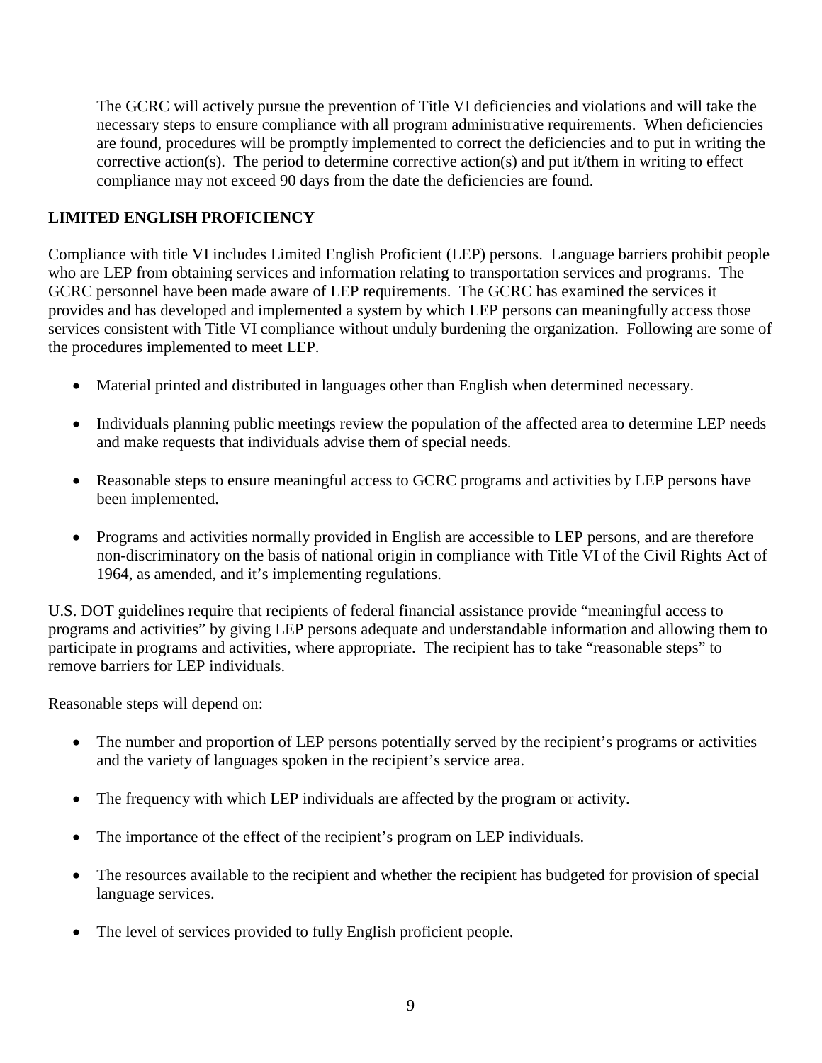The GCRC will actively pursue the prevention of Title VI deficiencies and violations and will take the necessary steps to ensure compliance with all program administrative requirements. When deficiencies are found, procedures will be promptly implemented to correct the deficiencies and to put in writing the corrective action(s). The period to determine corrective action(s) and put it/them in writing to effect compliance may not exceed 90 days from the date the deficiencies are found.

**LIMITED ENGLISH PROFICIENCY**

Compliance with title VI includes Limited English Proficient (LEP) persons. Language barriers prohibit people who are LEP from obtaining services and information relating to transportation services and programs. The GCRC personnel have been made aware of LEP requirements. The GCRC has examined the services it provides and has developed and implemented a system by which LEP persons can meaningfully access those services consistent with Title VI compliance without unduly burdening the organization. Following are some of the procedures implemented to meet LEP.

- Material printed and distributed in languages other than English when determined necessary.
- Individuals planning public meetings review the population of the affected area to determine LEP needs and make requests that individuals advise them of special needs.
- Reasonable steps to ensure meaningful access to GCRC programs and activities by LEP persons have been implemented.
- Programs and activities normally provided in English are accessible to LEP persons, and are therefore non-discriminatory on the basis of national origin in compliance with Title VI of the Civil Rights Act of 1964, as amended, and it's implementing regulations.

U.S. DOT guidelines require that recipients of federal financial assistance provide "meaningful access to programs and activities" by giving LEP persons adequate and understandable information and allowing them to participate in programs and activities, where appropriate. The recipient has to take "reasonable steps" to remove barriers for LEP individuals.

Reasonable steps will depend on:

- The number and proportion of LEP persons potentially served by the recipient's programs or activities and the variety of languages spoken in the recipient's service area.
- The frequency with which LEP individuals are affected by the program or activity.
- The importance of the effect of the recipient's program on LEP individuals.
- The resources available to the recipient and whether the recipient has budgeted for provision of special language services.
- The level of services provided to fully English proficient people.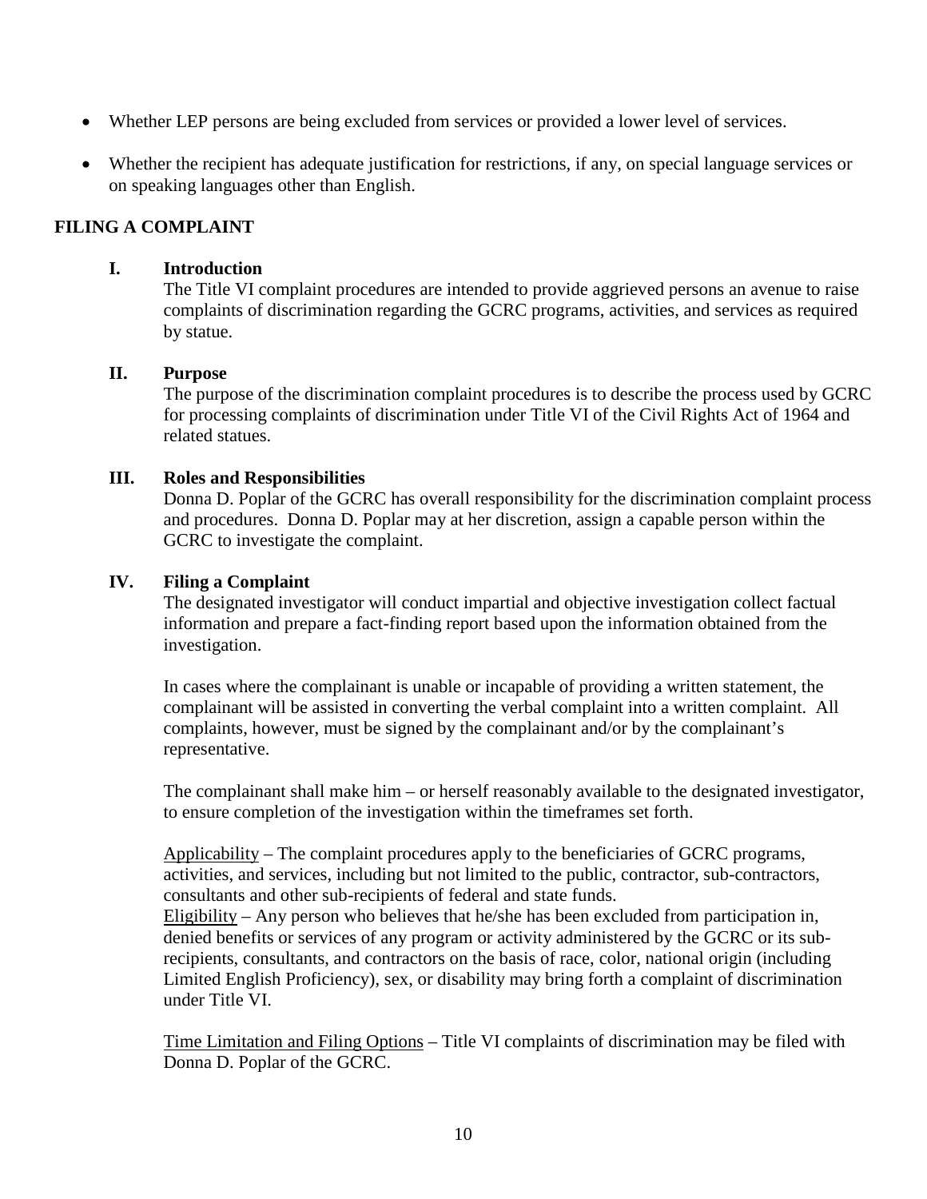- Whether LEP persons are being excluded from services or provided a lower level of services.
- Whether the recipient has adequate justification for restrictions, if any, on special language services or on speaking languages other than English.

## FILING A COMPLAINT

### I. Introduction

The Title VI complaint procedures are intended to provide aggrieved persons an avenue to raise complaints of discrimination regarding the GCRC programs, activities, and services as required by statue.

### II. Purpose

The purpose of the discrimination complaint procedures is to describe the process used by GCRC for processing complaints of discrimination under Title VI of the Civil Rights Act of 1964 and related statues.

### III. Roles and Responsibilities

Donna D. Poplar of the GCRC has overall responsibility for the discrimination complaint process and procedures. Donna D. Poplar may at her discretion, assign a capable person within the GCRC to investigate the complaint.

### IV. Filing a Complaint

The designated investigator will conduct impartial and objective investigation collect factual information and prepare a fact-finding report based upon the information obtained from the investigation.

In cases where the complainant is unable or incapable of providing a written statement, the complainant will be assisted in converting the verbal complaint into a written complaint. All complaints, however, must be signed by the complainant and/or by the complainant's representative.

The complainant shall make him – or herself reasonably available to the designated investigator, to ensure completion of the investigation within the timeframes set forth.

Applicability – The complaint procedures apply to the beneficiaries of GCRC programs, activities, and services, including but not limited to the public, contractor, sub-contractors, consultants and other sub-recipients of federal and state funds.
Eligibility – Any person who believes that he/she has been excluded from participation in, denied benefits or services of any program or activity administered by the GCRC or its sub-recipients, consultants, and contractors on the basis of race, color, national origin (including Limited English Proficiency), sex, or disability may bring forth a complaint of discrimination under Title VI.

Time Limitation and Filing Options – Title VI complaints of discrimination may be filed with Donna D. Poplar of the GCRC.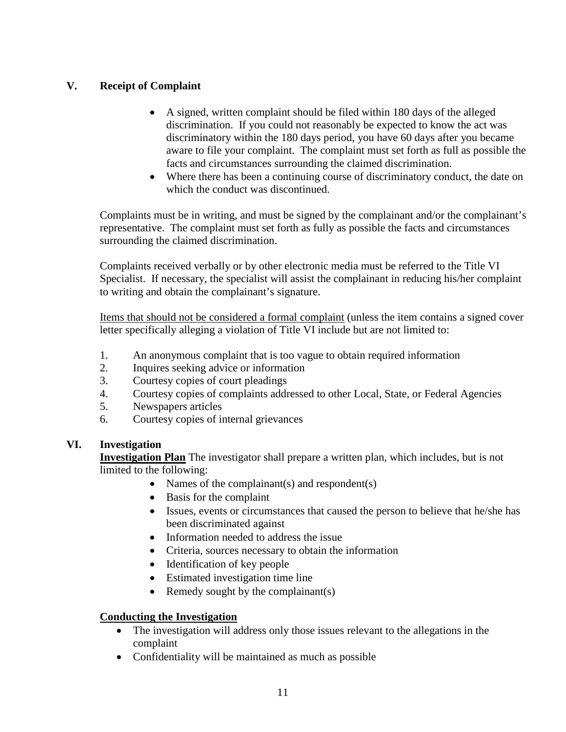## V. Receipt of Complaint

- A signed, written complaint should be filed within 180 days of the alleged discrimination. If you could not reasonably be expected to know the act was discriminatory within the 180 days period, you have 60 days after you became aware to file your complaint. The complaint must set forth as full as possible the facts and circumstances surrounding the claimed discrimination.
- Where there has been a continuing course of discriminatory conduct, the date on which the conduct was discontinued.

Complaints must be in writing, and must be signed by the complainant and/or the complainant's representative. The complaint must set forth as fully as possible the facts and circumstances surrounding the claimed discrimination.

Complaints received verbally or by other electronic media must be referred to the Title VI Specialist. If necessary, the specialist will assist the complainant in reducing his/her complaint to writing and obtain the complainant's signature.

<u>Items that should not be considered a formal complaint</u> (unless the item contains a signed cover letter specifically alleging a violation of Title VI include but are not limited to:

1. An anonymous complaint that is too vague to obtain required information
2. Inquires seeking advice or information
3. Courtesy copies of court pleadings
4. Courtesy copies of complaints addressed to other Local, State, or Federal Agencies
5. Newspapers articles
6. Courtesy copies of internal grievances

## VI. Investigation

**<u>Investigation Plan</u>** The investigator shall prepare a written plan, which includes, but is not limited to the following:

- Names of the complainant(s) and respondent(s)
- Basis for the complaint
- Issues, events or circumstances that caused the person to believe that he/she has been discriminated against
- Information needed to address the issue
- Criteria, sources necessary to obtain the information
- Identification of key people
- Estimated investigation time line
- Remedy sought by the complainant(s)

**<u>Conducting the Investigation</u>**

- The investigation will address only those issues relevant to the allegations in the complaint
- Confidentiality will be maintained as much as possible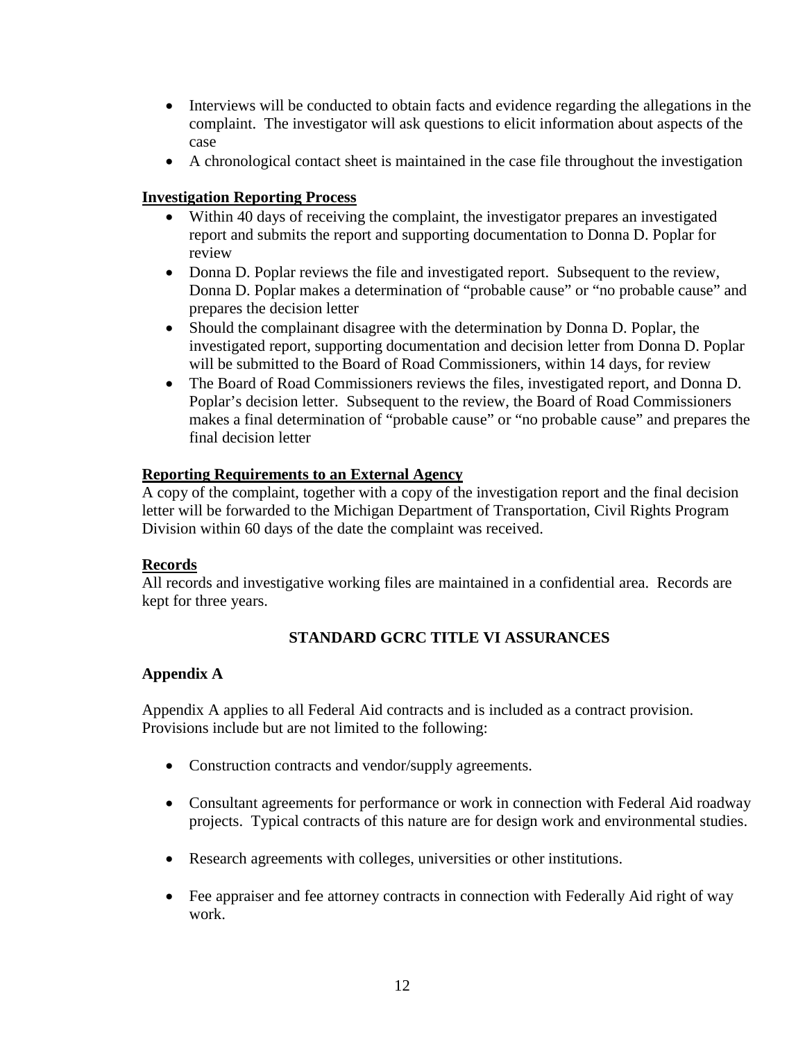- Interviews will be conducted to obtain facts and evidence regarding the allegations in the complaint. The investigator will ask questions to elicit information about aspects of the case
- A chronological contact sheet is maintained in the case file throughout the investigation

**Investigation Reporting Process**

- Within 40 days of receiving the complaint, the investigator prepares an investigated report and submits the report and supporting documentation to Donna D. Poplar for review
- Donna D. Poplar reviews the file and investigated report. Subsequent to the review, Donna D. Poplar makes a determination of "probable cause" or "no probable cause" and prepares the decision letter
- Should the complainant disagree with the determination by Donna D. Poplar, the investigated report, supporting documentation and decision letter from Donna D. Poplar will be submitted to the Board of Road Commissioners, within 14 days, for review
- The Board of Road Commissioners reviews the files, investigated report, and Donna D. Poplar's decision letter. Subsequent to the review, the Board of Road Commissioners makes a final determination of "probable cause" or "no probable cause" and prepares the final decision letter

**Reporting Requirements to an External Agency**

A copy of the complaint, together with a copy of the investigation report and the final decision letter will be forwarded to the Michigan Department of Transportation, Civil Rights Program Division within 60 days of the date the complaint was received.

**Records**

All records and investigative working files are maintained in a confidential area. Records are kept for three years.

## STANDARD GCRC TITLE VI ASSURANCES

### Appendix A

Appendix A applies to all Federal Aid contracts and is included as a contract provision. Provisions include but are not limited to the following:

- Construction contracts and vendor/supply agreements.
- Consultant agreements for performance or work in connection with Federal Aid roadway projects. Typical contracts of this nature are for design work and environmental studies.
- Research agreements with colleges, universities or other institutions.
- Fee appraiser and fee attorney contracts in connection with Federally Aid right of way work.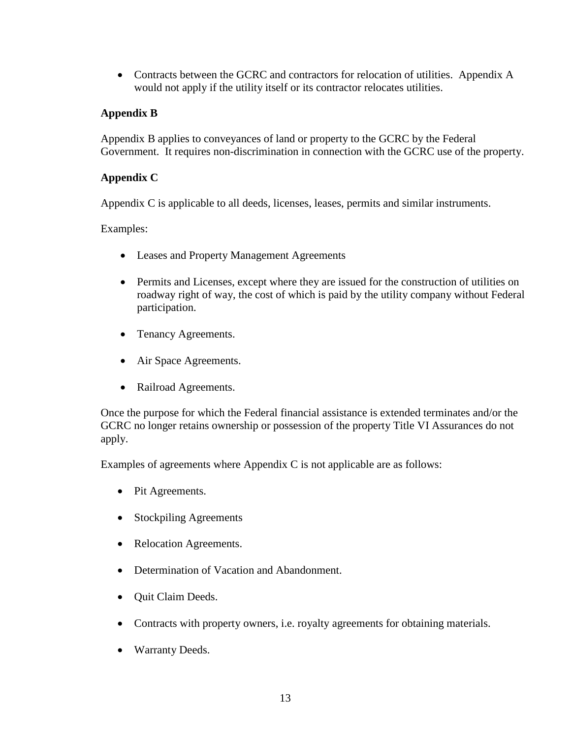- Contracts between the GCRC and contractors for relocation of utilities. Appendix A would not apply if the utility itself or its contractor relocates utilities.

**Appendix B**

Appendix B applies to conveyances of land or property to the GCRC by the Federal Government. It requires non-discrimination in connection with the GCRC use of the property.

**Appendix C**

Appendix C is applicable to all deeds, licenses, leases, permits and similar instruments.

Examples:

- Leases and Property Management Agreements
- Permits and Licenses, except where they are issued for the construction of utilities on roadway right of way, the cost of which is paid by the utility company without Federal participation.
- Tenancy Agreements.
- Air Space Agreements.
- Railroad Agreements.

Once the purpose for which the Federal financial assistance is extended terminates and/or the GCRC no longer retains ownership or possession of the property Title VI Assurances do not apply.

Examples of agreements where Appendix C is not applicable are as follows:

- Pit Agreements.
- Stockpiling Agreements
- Relocation Agreements.
- Determination of Vacation and Abandonment.
- Quit Claim Deeds.
- Contracts with property owners, i.e. royalty agreements for obtaining materials.
- Warranty Deeds.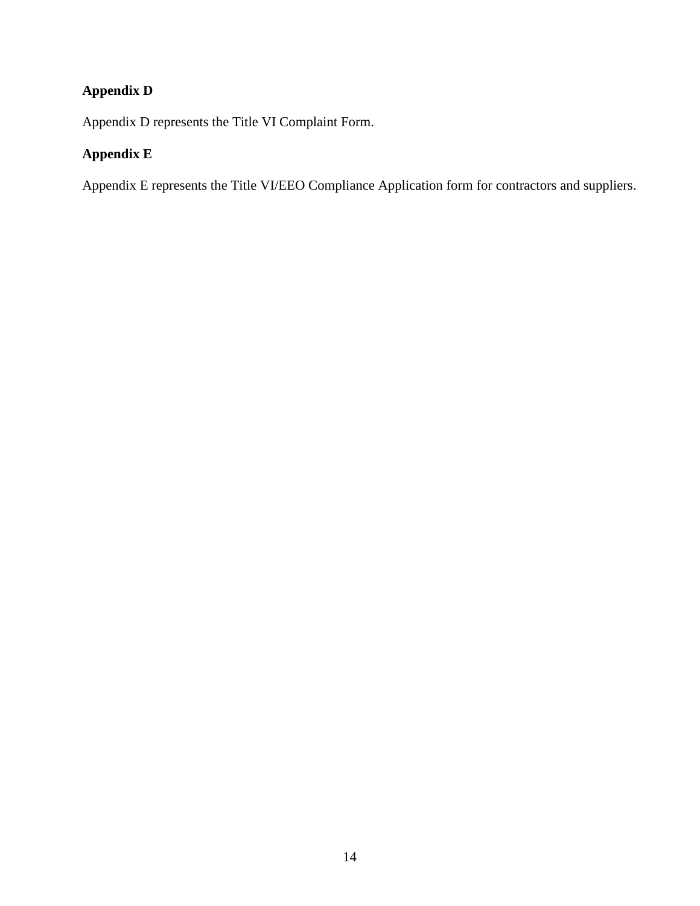**Appendix D**

Appendix D represents the Title VI Complaint Form.

**Appendix E**

Appendix E represents the Title VI/EEO Compliance Application form for contractors and suppliers.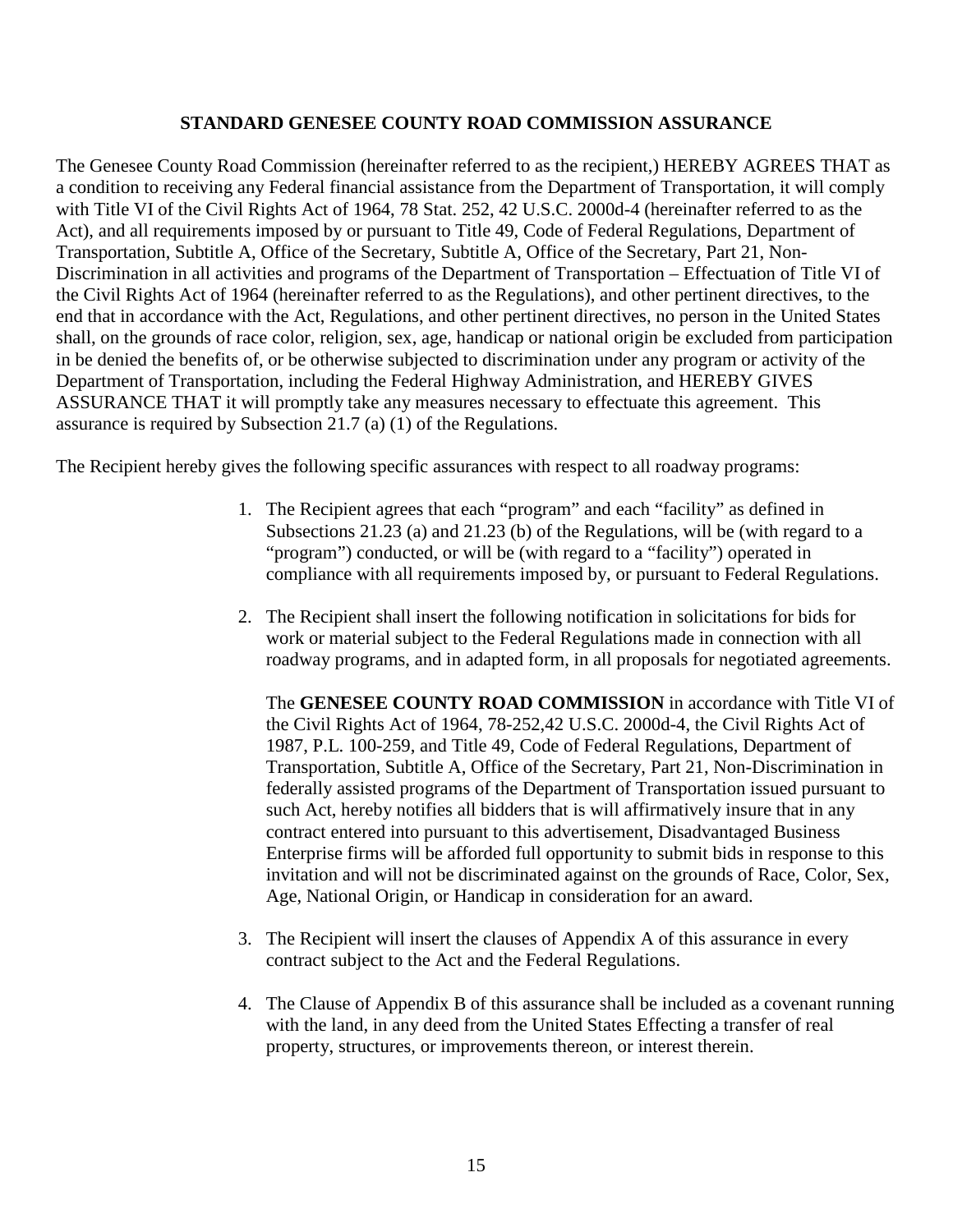**STANDARD GENESEE COUNTY ROAD COMMISSION ASSURANCE**

The Genesee County Road Commission (hereinafter referred to as the recipient,) HEREBY AGREES THAT as a condition to receiving any Federal financial assistance from the Department of Transportation, it will comply with Title VI of the Civil Rights Act of 1964, 78 Stat. 252, 42 U.S.C. 2000d-4 (hereinafter referred to as the Act), and all requirements imposed by or pursuant to Title 49, Code of Federal Regulations, Department of Transportation, Subtitle A, Office of the Secretary, Subtitle A, Office of the Secretary, Part 21, Non-Discrimination in all activities and programs of the Department of Transportation – Effectuation of Title VI of the Civil Rights Act of 1964 (hereinafter referred to as the Regulations), and other pertinent directives, to the end that in accordance with the Act, Regulations, and other pertinent directives, no person in the United States shall, on the grounds of race color, religion, sex, age, handicap or national origin be excluded from participation in be denied the benefits of, or be otherwise subjected to discrimination under any program or activity of the Department of Transportation, including the Federal Highway Administration, and HEREBY GIVES ASSURANCE THAT it will promptly take any measures necessary to effectuate this agreement. This assurance is required by Subsection 21.7 (a) (1) of the Regulations.

The Recipient hereby gives the following specific assurances with respect to all roadway programs:

1. The Recipient agrees that each "program" and each "facility" as defined in Subsections 21.23 (a) and 21.23 (b) of the Regulations, will be (with regard to a "program") conducted, or will be (with regard to a "facility") operated in compliance with all requirements imposed by, or pursuant to Federal Regulations.

2. The Recipient shall insert the following notification in solicitations for bids for work or material subject to the Federal Regulations made in connection with all roadway programs, and in adapted form, in all proposals for negotiated agreements.

   The **GENESEE COUNTY ROAD COMMISSION** in accordance with Title VI of the Civil Rights Act of 1964, 78-252,42 U.S.C. 2000d-4, the Civil Rights Act of 1987, P.L. 100-259, and Title 49, Code of Federal Regulations, Department of Transportation, Subtitle A, Office of the Secretary, Part 21, Non-Discrimination in federally assisted programs of the Department of Transportation issued pursuant to such Act, hereby notifies all bidders that is will affirmatively insure that in any contract entered into pursuant to this advertisement, Disadvantaged Business Enterprise firms will be afforded full opportunity to submit bids in response to this invitation and will not be discriminated against on the grounds of Race, Color, Sex, Age, National Origin, or Handicap in consideration for an award.

3. The Recipient will insert the clauses of Appendix A of this assurance in every contract subject to the Act and the Federal Regulations.

4. The Clause of Appendix B of this assurance shall be included as a covenant running with the land, in any deed from the United States Effecting a transfer of real property, structures, or improvements thereon, or interest therein.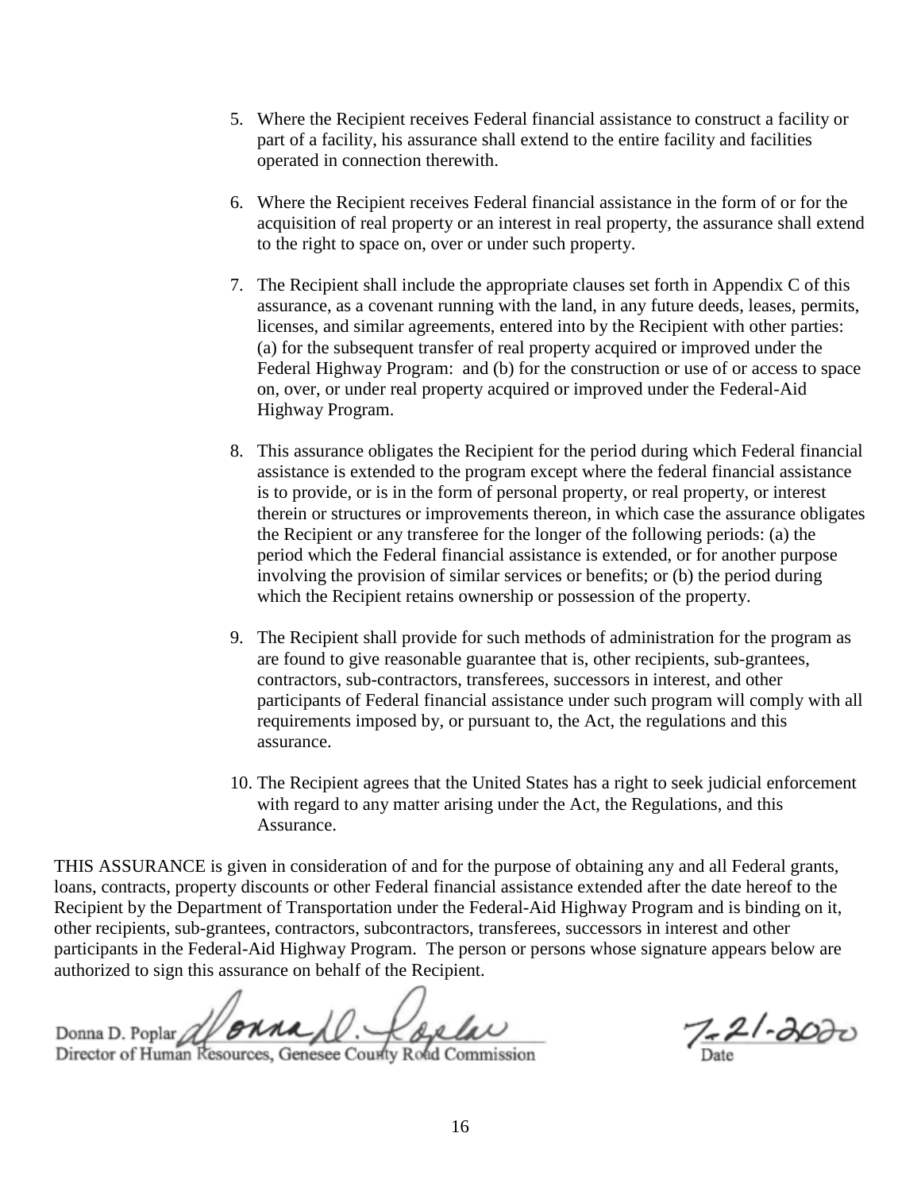5. Where the Recipient receives Federal financial assistance to construct a facility or part of a facility, his assurance shall extend to the entire facility and facilities operated in connection therewith.

6. Where the Recipient receives Federal financial assistance in the form of or for the acquisition of real property or an interest in real property, the assurance shall extend to the right to space on, over or under such property.

7. The Recipient shall include the appropriate clauses set forth in Appendix C of this assurance, as a covenant running with the land, in any future deeds, leases, permits, licenses, and similar agreements, entered into by the Recipient with other parties: (a) for the subsequent transfer of real property acquired or improved under the Federal Highway Program: and (b) for the construction or use of or access to space on, over, or under real property acquired or improved under the Federal-Aid Highway Program.

8. This assurance obligates the Recipient for the period during which Federal financial assistance is extended to the program except where the federal financial assistance is to provide, or is in the form of personal property, or real property, or interest therein or structures or improvements thereon, in which case the assurance obligates the Recipient or any transferee for the longer of the following periods: (a) the period which the Federal financial assistance is extended, or for another purpose involving the provision of similar services or benefits; or (b) the period during which the Recipient retains ownership or possession of the property.

9. The Recipient shall provide for such methods of administration for the program as are found to give reasonable guarantee that is, other recipients, sub-grantees, contractors, sub-contractors, transferees, successors in interest, and other participants of Federal financial assistance under such program will comply with all requirements imposed by, or pursuant to, the Act, the regulations and this assurance.

10. The Recipient agrees that the United States has a right to seek judicial enforcement with regard to any matter arising under the Act, the Regulations, and this Assurance.

THIS ASSURANCE is given in consideration of and for the purpose of obtaining any and all Federal grants, loans, contracts, property discounts or other Federal financial assistance extended after the date hereof to the Recipient by the Department of Transportation under the Federal-Aid Highway Program and is binding on it, other recipients, sub-grantees, contractors, subcontractors, transferees, successors in interest and other participants in the Federal-Aid Highway Program. The person or persons whose signature appears below are authorized to sign this assurance on behalf of the Recipient.

Donna D. Poplar *Donna D. Poplar*
Director of Human Resources, Genesee County Road Commission

7-21-2020
Date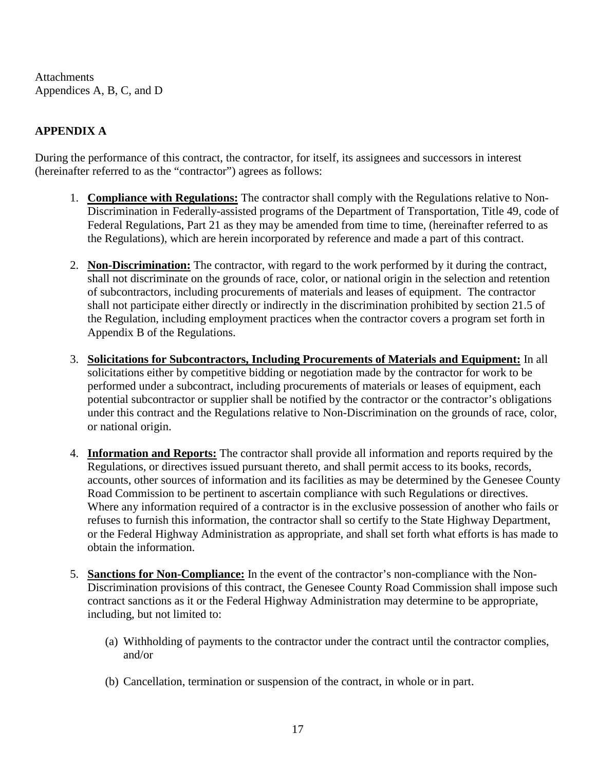Attachments
Appendices A, B, C, and D

## APPENDIX A

During the performance of this contract, the contractor, for itself, its assignees and successors in interest (hereinafter referred to as the "contractor") agrees as follows:

1. **Compliance with Regulations:** The contractor shall comply with the Regulations relative to Non-Discrimination in Federally-assisted programs of the Department of Transportation, Title 49, code of Federal Regulations, Part 21 as they may be amended from time to time, (hereinafter referred to as the Regulations), which are herein incorporated by reference and made a part of this contract.

2. **Non-Discrimination:** The contractor, with regard to the work performed by it during the contract, shall not discriminate on the grounds of race, color, or national origin in the selection and retention of subcontractors, including procurements of materials and leases of equipment. The contractor shall not participate either directly or indirectly in the discrimination prohibited by section 21.5 of the Regulation, including employment practices when the contractor covers a program set forth in Appendix B of the Regulations.

3. **Solicitations for Subcontractors, Including Procurements of Materials and Equipment:** In all solicitations either by competitive bidding or negotiation made by the contractor for work to be performed under a subcontract, including procurements of materials or leases of equipment, each potential subcontractor or supplier shall be notified by the contractor or the contractor's obligations under this contract and the Regulations relative to Non-Discrimination on the grounds of race, color, or national origin.

4. **Information and Reports:** The contractor shall provide all information and reports required by the Regulations, or directives issued pursuant thereto, and shall permit access to its books, records, accounts, other sources of information and its facilities as may be determined by the Genesee County Road Commission to be pertinent to ascertain compliance with such Regulations or directives. Where any information required of a contractor is in the exclusive possession of another who fails or refuses to furnish this information, the contractor shall so certify to the State Highway Department, or the Federal Highway Administration as appropriate, and shall set forth what efforts is has made to obtain the information.

5. **Sanctions for Non-Compliance:** In the event of the contractor's non-compliance with the Non-Discrimination provisions of this contract, the Genesee County Road Commission shall impose such contract sanctions as it or the Federal Highway Administration may determine to be appropriate, including, but not limited to:

   (a) Withholding of payments to the contractor under the contract until the contractor complies, and/or

   (b) Cancellation, termination or suspension of the contract, in whole or in part.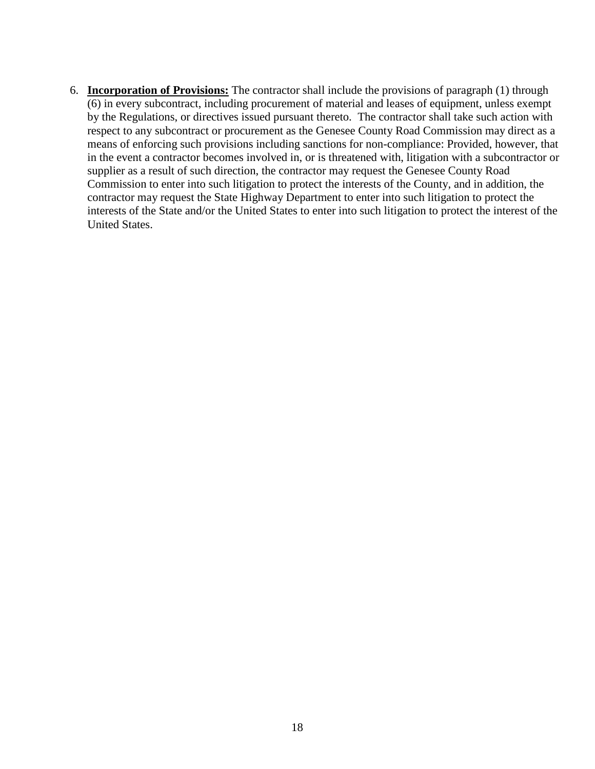6. **Incorporation of Provisions:** The contractor shall include the provisions of paragraph (1) through (6) in every subcontract, including procurement of material and leases of equipment, unless exempt by the Regulations, or directives issued pursuant thereto. The contractor shall take such action with respect to any subcontract or procurement as the Genesee County Road Commission may direct as a means of enforcing such provisions including sanctions for non-compliance: Provided, however, that in the event a contractor becomes involved in, or is threatened with, litigation with a subcontractor or supplier as a result of such direction, the contractor may request the Genesee County Road Commission to enter into such litigation to protect the interests of the County, and in addition, the contractor may request the State Highway Department to enter into such litigation to protect the interests of the State and/or the United States to enter into such litigation to protect the interest of the United States.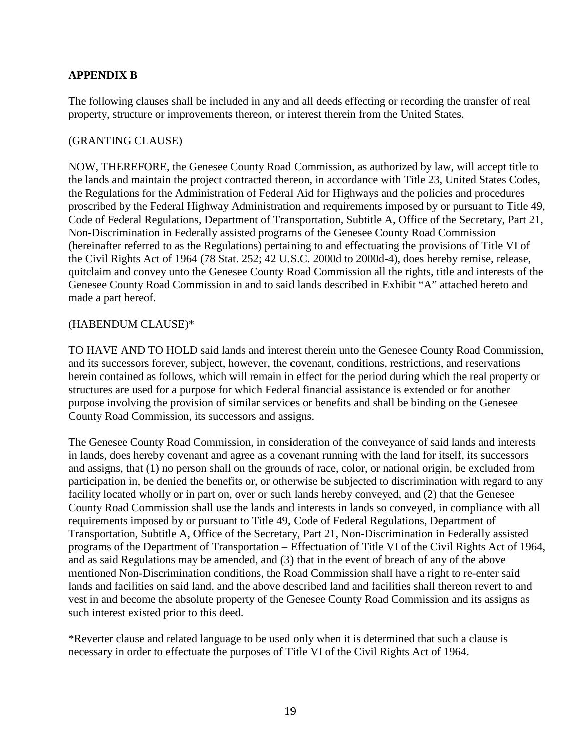**APPENDIX B**

The following clauses shall be included in any and all deeds effecting or recording the transfer of real property, structure or improvements thereon, or interest therein from the United States.

(GRANTING CLAUSE)

NOW, THEREFORE, the Genesee County Road Commission, as authorized by law, will accept title to the lands and maintain the project contracted thereon, in accordance with Title 23, United States Codes, the Regulations for the Administration of Federal Aid for Highways and the policies and procedures proscribed by the Federal Highway Administration and requirements imposed by or pursuant to Title 49, Code of Federal Regulations, Department of Transportation, Subtitle A, Office of the Secretary, Part 21, Non-Discrimination in Federally assisted programs of the Genesee County Road Commission (hereinafter referred to as the Regulations) pertaining to and effectuating the provisions of Title VI of the Civil Rights Act of 1964 (78 Stat. 252; 42 U.S.C. 2000d to 2000d-4), does hereby remise, release, quitclaim and convey unto the Genesee County Road Commission all the rights, title and interests of the Genesee County Road Commission in and to said lands described in Exhibit "A" attached hereto and made a part hereof.

(HABENDUM CLAUSE)*

TO HAVE AND TO HOLD said lands and interest therein unto the Genesee County Road Commission, and its successors forever, subject, however, the covenant, conditions, restrictions, and reservations herein contained as follows, which will remain in effect for the period during which the real property or structures are used for a purpose for which Federal financial assistance is extended or for another purpose involving the provision of similar services or benefits and shall be binding on the Genesee County Road Commission, its successors and assigns.

The Genesee County Road Commission, in consideration of the conveyance of said lands and interests in lands, does hereby covenant and agree as a covenant running with the land for itself, its successors and assigns, that (1) no person shall on the grounds of race, color, or national origin, be excluded from participation in, be denied the benefits or, or otherwise be subjected to discrimination with regard to any facility located wholly or in part on, over or such lands hereby conveyed, and (2) that the Genesee County Road Commission shall use the lands and interests in lands so conveyed, in compliance with all requirements imposed by or pursuant to Title 49, Code of Federal Regulations, Department of Transportation, Subtitle A, Office of the Secretary, Part 21, Non-Discrimination in Federally assisted programs of the Department of Transportation – Effectuation of Title VI of the Civil Rights Act of 1964, and as said Regulations may be amended, and (3) that in the event of breach of any of the above mentioned Non-Discrimination conditions, the Road Commission shall have a right to re-enter said lands and facilities on said land, and the above described land and facilities shall thereon revert to and vest in and become the absolute property of the Genesee County Road Commission and its assigns as such interest existed prior to this deed.

*Reverter clause and related language to be used only when it is determined that such a clause is necessary in order to effectuate the purposes of Title VI of the Civil Rights Act of 1964.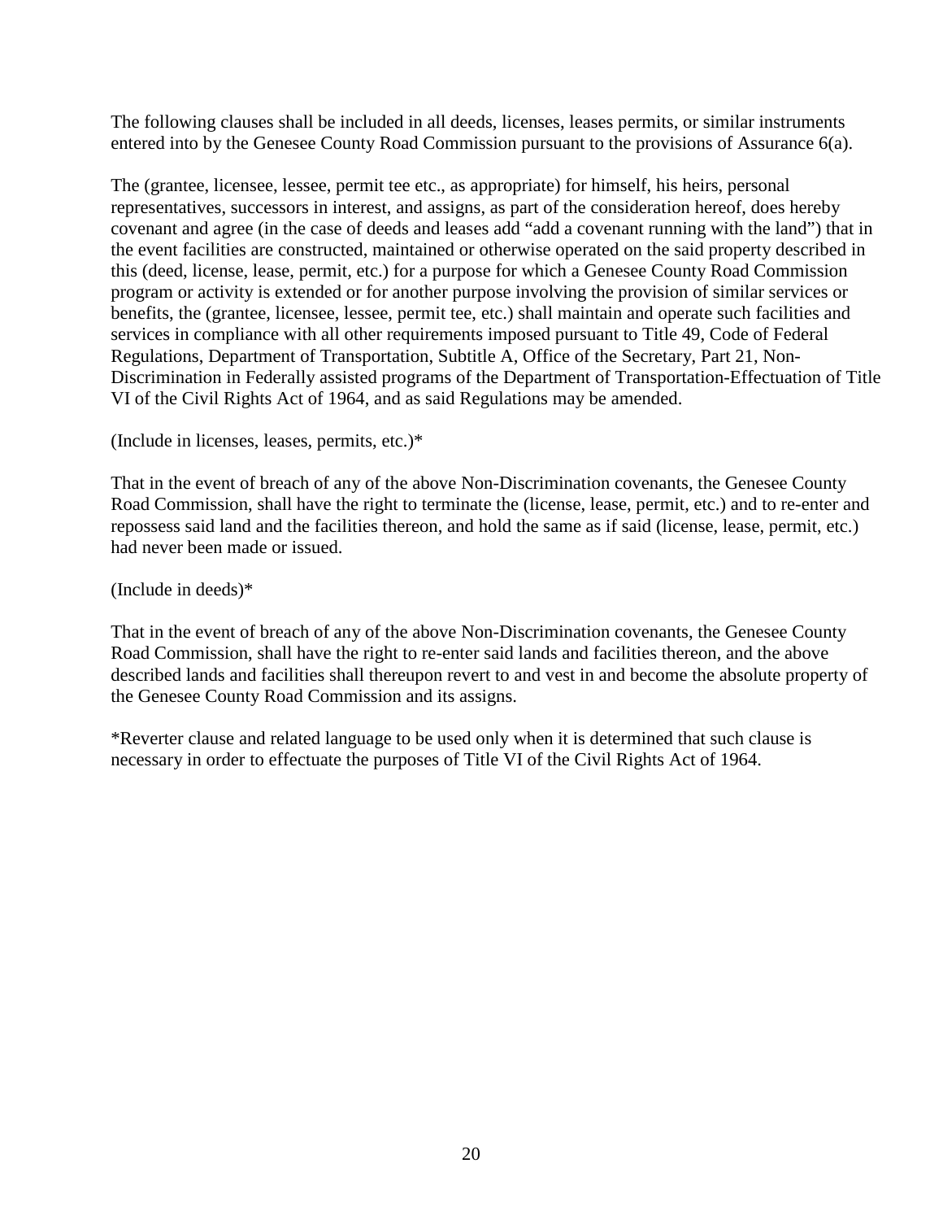The following clauses shall be included in all deeds, licenses, leases permits, or similar instruments entered into by the Genesee County Road Commission pursuant to the provisions of Assurance 6(a).

The (grantee, licensee, lessee, permit tee etc., as appropriate) for himself, his heirs, personal representatives, successors in interest, and assigns, as part of the consideration hereof, does hereby covenant and agree (in the case of deeds and leases add "add a covenant running with the land") that in the event facilities are constructed, maintained or otherwise operated on the said property described in this (deed, license, lease, permit, etc.) for a purpose for which a Genesee County Road Commission program or activity is extended or for another purpose involving the provision of similar services or benefits, the (grantee, licensee, lessee, permit tee, etc.) shall maintain and operate such facilities and services in compliance with all other requirements imposed pursuant to Title 49, Code of Federal Regulations, Department of Transportation, Subtitle A, Office of the Secretary, Part 21, Non-Discrimination in Federally assisted programs of the Department of Transportation-Effectuation of Title VI of the Civil Rights Act of 1964, and as said Regulations may be amended.

(Include in licenses, leases, permits, etc.)*

That in the event of breach of any of the above Non-Discrimination covenants, the Genesee County Road Commission, shall have the right to terminate the (license, lease, permit, etc.) and to re-enter and repossess said land and the facilities thereon, and hold the same as if said (license, lease, permit, etc.) had never been made or issued.

(Include in deeds)*

That in the event of breach of any of the above Non-Discrimination covenants, the Genesee County Road Commission, shall have the right to re-enter said lands and facilities thereon, and the above described lands and facilities shall thereupon revert to and vest in and become the absolute property of the Genesee County Road Commission and its assigns.

*Reverter clause and related language to be used only when it is determined that such clause is necessary in order to effectuate the purposes of Title VI of the Civil Rights Act of 1964.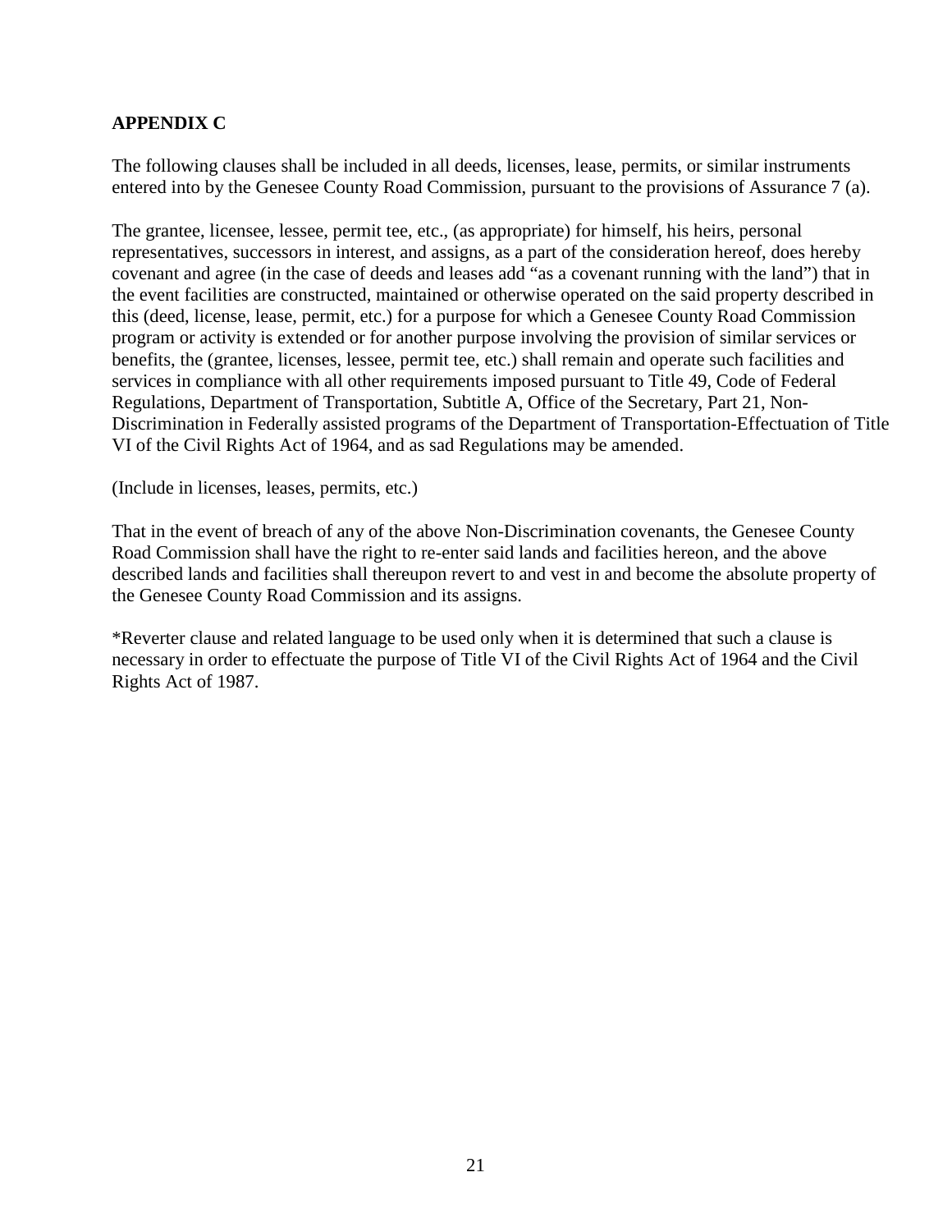**APPENDIX C**

The following clauses shall be included in all deeds, licenses, lease, permits, or similar instruments entered into by the Genesee County Road Commission, pursuant to the provisions of Assurance 7 (a).

The grantee, licensee, lessee, permit tee, etc., (as appropriate) for himself, his heirs, personal representatives, successors in interest, and assigns, as a part of the consideration hereof, does hereby covenant and agree (in the case of deeds and leases add "as a covenant running with the land") that in the event facilities are constructed, maintained or otherwise operated on the said property described in this (deed, license, lease, permit, etc.) for a purpose for which a Genesee County Road Commission program or activity is extended or for another purpose involving the provision of similar services or benefits, the (grantee, licenses, lessee, permit tee, etc.) shall remain and operate such facilities and services in compliance with all other requirements imposed pursuant to Title 49, Code of Federal Regulations, Department of Transportation, Subtitle A, Office of the Secretary, Part 21, Non-Discrimination in Federally assisted programs of the Department of Transportation-Effectuation of Title VI of the Civil Rights Act of 1964, and as sad Regulations may be amended.

(Include in licenses, leases, permits, etc.)

That in the event of breach of any of the above Non-Discrimination covenants, the Genesee County Road Commission shall have the right to re-enter said lands and facilities hereon, and the above described lands and facilities shall thereupon revert to and vest in and become the absolute property of the Genesee County Road Commission and its assigns.

*Reverter clause and related language to be used only when it is determined that such a clause is necessary in order to effectuate the purpose of Title VI of the Civil Rights Act of 1964 and the Civil Rights Act of 1987.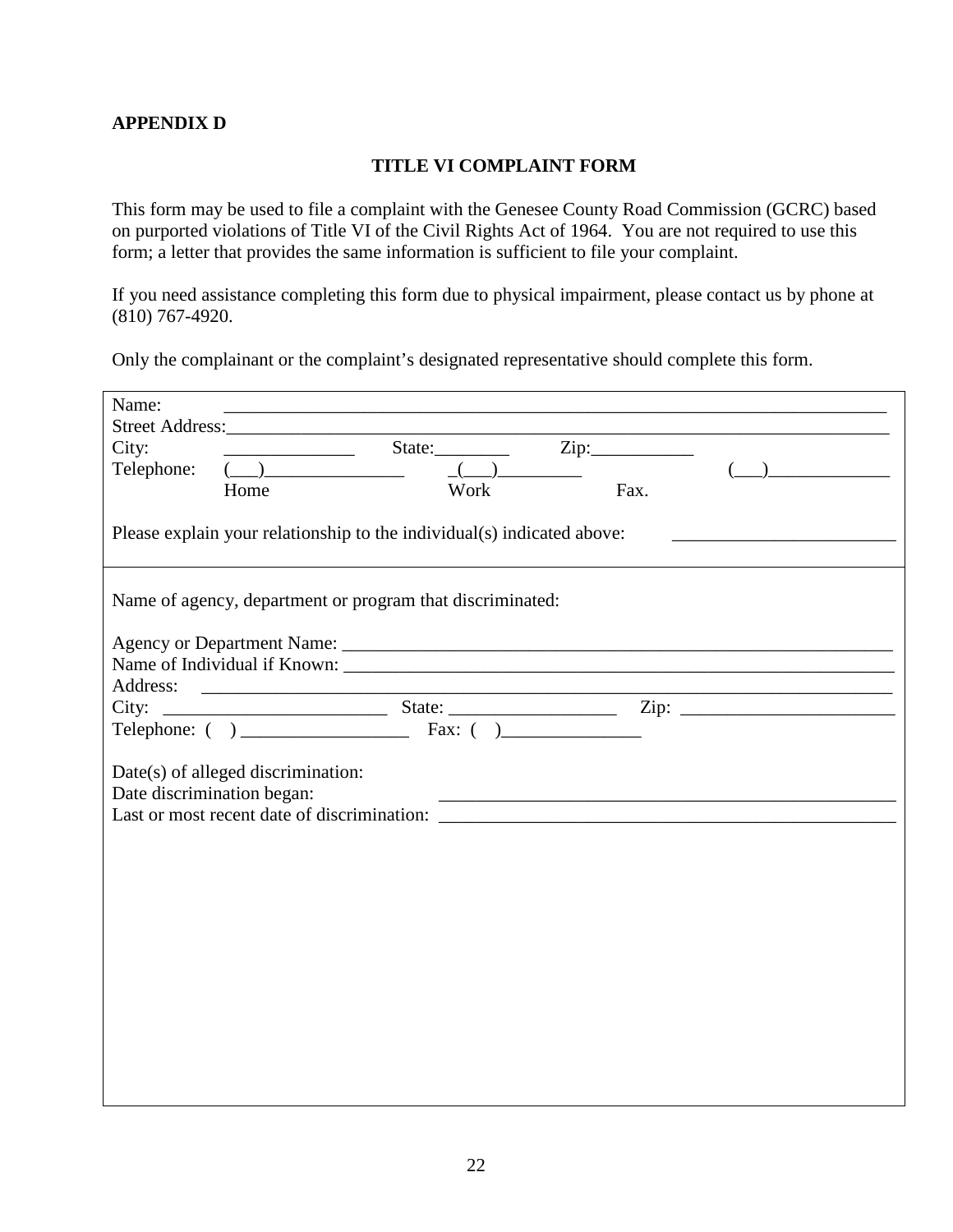**APPENDIX D**

## TITLE VI COMPLAINT FORM

This form may be used to file a complaint with the Genesee County Road Commission (GCRC) based on purported violations of Title VI of the Civil Rights Act of 1964. You are not required to use this form; a letter that provides the same information is sufficient to file your complaint.

If you need assistance completing this form due to physical impairment, please contact us by phone at (810) 767-4920.

Only the complainant or the complaint's designated representative should complete this form.

Name: ___________________________________________________________________________

Street Address:____________________________________________________________________

City: ______________ State:________ Zip:___________

Telephone: (___)_______________ _(___)_________ (___)_____________

Home Work Fax.

Please explain your relationship to the individual(s) indicated above: ________________________

---

Name of agency, department or program that discriminated:

Agency or Department Name: _____________________________________________________________

Name of Individual if Known: _____________________________________________________________

Address: _______________________________________________________________________

City: ________________________ State: __________________ Zip: _______________________

Telephone: ( ) __________________ Fax: ( )_______________

Date(s) of alleged discrimination:

Date discrimination began: __________________________________________________

Last or most recent date of discrimination: __________________________________________________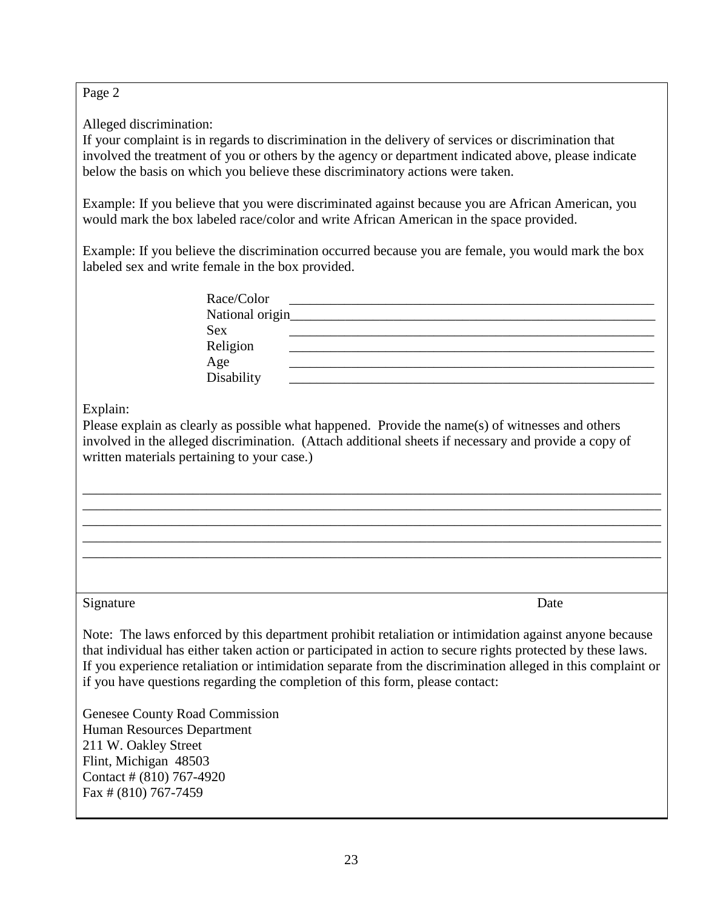Page 2

Alleged discrimination:
If your complaint is in regards to discrimination in the delivery of services or discrimination that involved the treatment of you or others by the agency or department indicated above, please indicate below the basis on which you believe these discriminatory actions were taken.

Example: If you believe that you were discriminated against because you are African American, you would mark the box labeled race/color and write African American in the space provided.

Example: If you believe the discrimination occurred because you are female, you would mark the box labeled sex and write female in the box provided.

Race/Color ________________________________________________________

National origin______________________________________________________

Sex ________________________________________________________

Religion ________________________________________________________

Age ________________________________________________________

Disability ________________________________________________________

Explain:
Please explain as clearly as possible what happened. Provide the name(s) of witnesses and others involved in the alleged discrimination. (Attach additional sheets if necessary and provide a copy of written materials pertaining to your case.)

______________________________________________________________________________

______________________________________________________________________________

______________________________________________________________________________

______________________________________________________________________________

______________________________________________________________________________

Signature Date

Note: The laws enforced by this department prohibit retaliation or intimidation against anyone because that individual has either taken action or participated in action to secure rights protected by these laws. If you experience retaliation or intimidation separate from the discrimination alleged in this complaint or if you have questions regarding the completion of this form, please contact:

Genesee County Road Commission
Human Resources Department
211 W. Oakley Street
Flint, Michigan 48503
Contact # (810) 767-4920
Fax # (810) 767-7459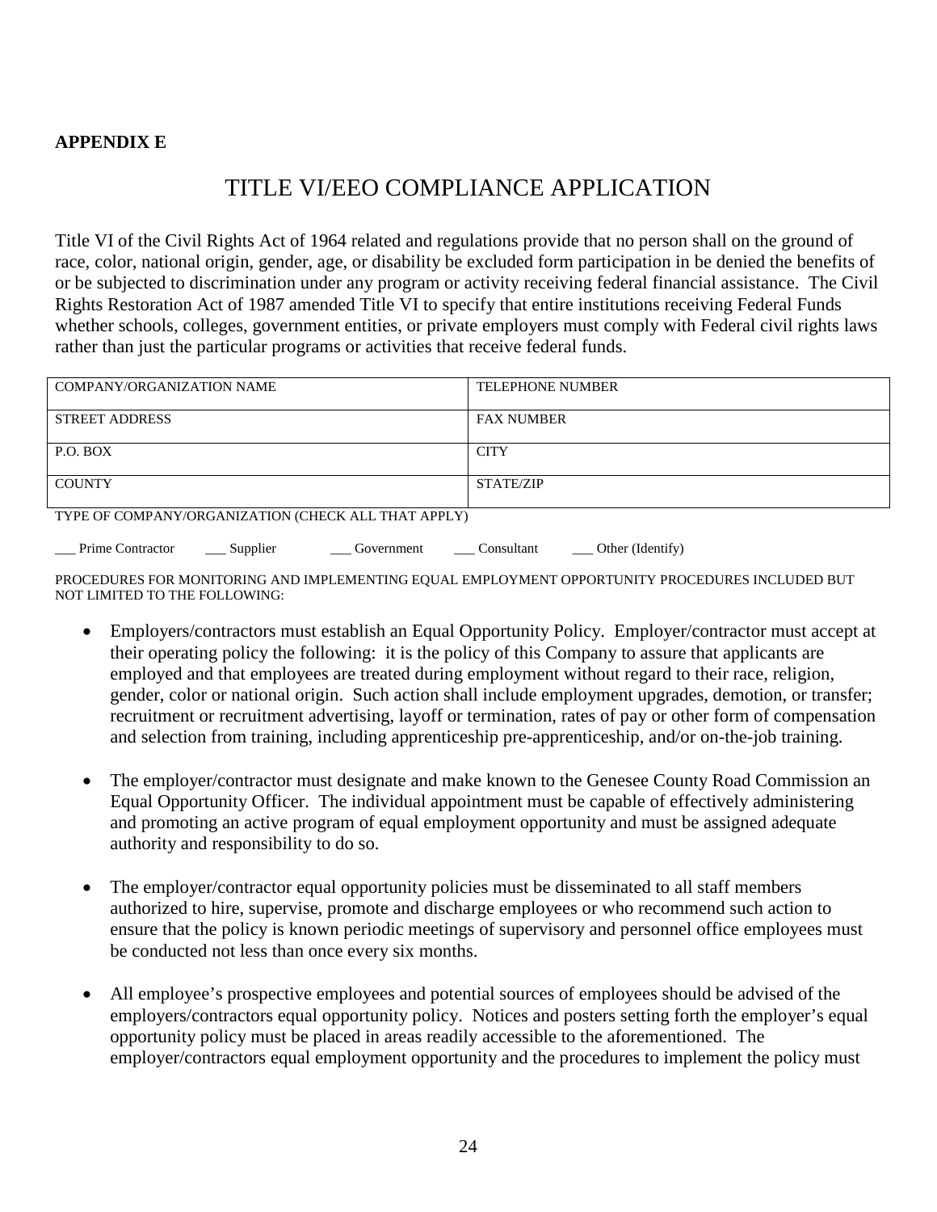**APPENDIX E**

# TITLE VI/EEO COMPLIANCE APPLICATION

Title VI of the Civil Rights Act of 1964 related and regulations provide that no person shall on the ground of race, color, national origin, gender, age, or disability be excluded form participation in be denied the benefits of or be subjected to discrimination under any program or activity receiving federal financial assistance. The Civil Rights Restoration Act of 1987 amended Title VI to specify that entire institutions receiving Federal Funds whether schools, colleges, government entities, or private employers must comply with Federal civil rights laws rather than just the particular programs or activities that receive federal funds.

| COMPANY/ORGANIZATION NAME | TELEPHONE NUMBER |
|---|---|
| STREET ADDRESS | FAX NUMBER |
| P.O. BOX | CITY |
| COUNTY | STATE/ZIP |

TYPE OF COMPANY/ORGANIZATION (CHECK ALL THAT APPLY)

___ Prime Contractor ___ Supplier ___ Government ___ Consultant ___ Other (Identify)

PROCEDURES FOR MONITORING AND IMPLEMENTING EQUAL EMPLOYMENT OPPORTUNITY PROCEDURES INCLUDED BUT NOT LIMITED TO THE FOLLOWING:

- Employers/contractors must establish an Equal Opportunity Policy. Employer/contractor must accept at their operating policy the following: it is the policy of this Company to assure that applicants are employed and that employees are treated during employment without regard to their race, religion, gender, color or national origin. Such action shall include employment upgrades, demotion, or transfer; recruitment or recruitment advertising, layoff or termination, rates of pay or other form of compensation and selection from training, including apprenticeship pre-apprenticeship, and/or on-the-job training.

- The employer/contractor must designate and make known to the Genesee County Road Commission an Equal Opportunity Officer. The individual appointment must be capable of effectively administering and promoting an active program of equal employment opportunity and must be assigned adequate authority and responsibility to do so.

- The employer/contractor equal opportunity policies must be disseminated to all staff members authorized to hire, supervise, promote and discharge employees or who recommend such action to ensure that the policy is known periodic meetings of supervisory and personnel office employees must be conducted not less than once every six months.

- All employee's prospective employees and potential sources of employees should be advised of the employers/contractors equal opportunity policy. Notices and posters setting forth the employer's equal opportunity policy must be placed in areas readily accessible to the aforementioned. The employer/contractors equal employment opportunity and the procedures to implement the policy must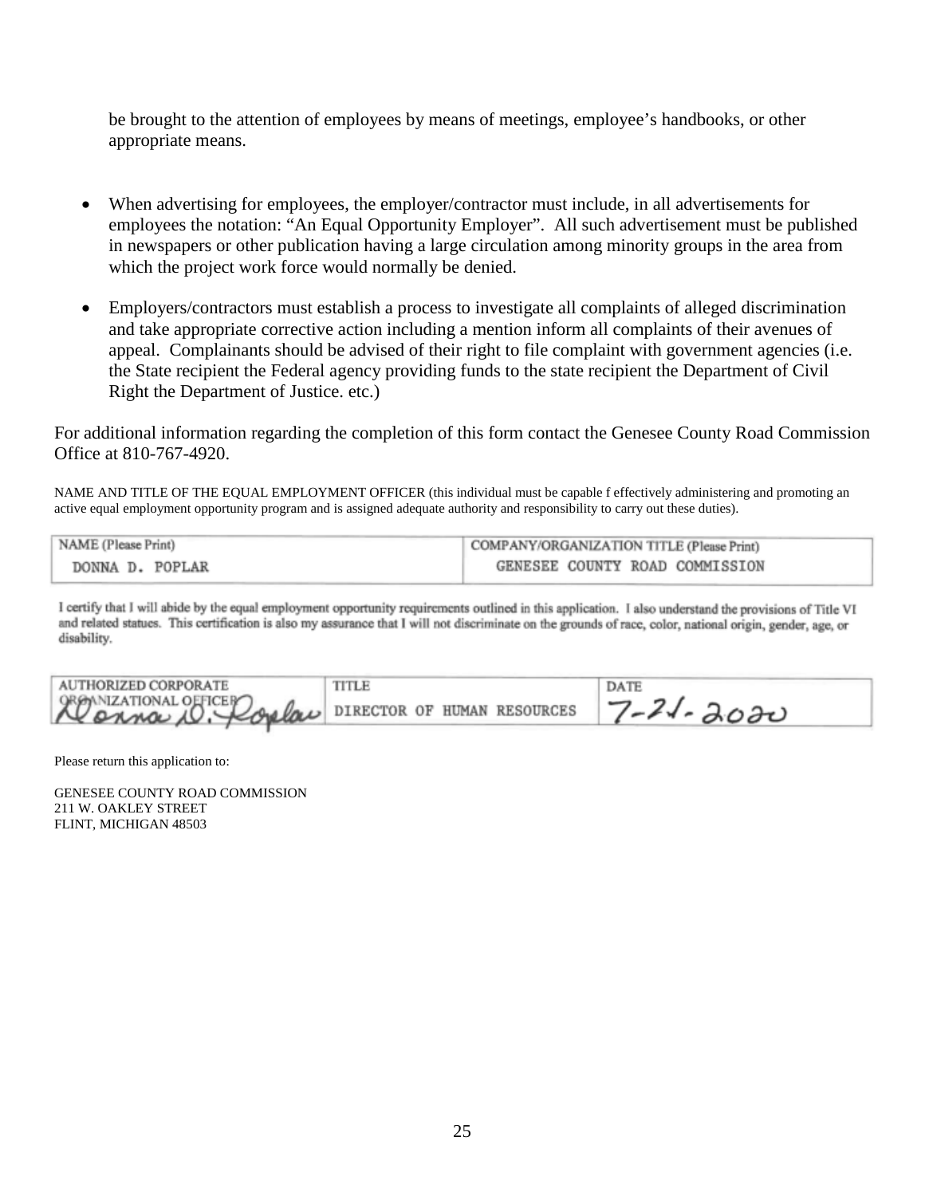be brought to the attention of employees by means of meetings, employee's handbooks, or other appropriate means.

- When advertising for employees, the employer/contractor must include, in all advertisements for employees the notation: "An Equal Opportunity Employer". All such advertisement must be published in newspapers or other publication having a large circulation among minority groups in the area from which the project work force would normally be denied.

- Employers/contractors must establish a process to investigate all complaints of alleged discrimination and take appropriate corrective action including a mention inform all complaints of their avenues of appeal. Complainants should be advised of their right to file complaint with government agencies (i.e. the State recipient the Federal agency providing funds to the state recipient the Department of Civil Right the Department of Justice. etc.)

For additional information regarding the completion of this form contact the Genesee County Road Commission Office at 810-767-4920.

NAME AND TITLE OF THE EQUAL EMPLOYMENT OFFICER (this individual must be capable f effectively administering and promoting an active equal employment opportunity program and is assigned adequate authority and responsibility to carry out these duties).

| NAME (Please Print) | COMPANY/ORGANIZATION TITLE (Please Print) |
|---|---|
| DONNA D. POPLAR | GENESEE COUNTY ROAD COMMISSION |

I certify that I will abide by the equal employment opportunity requirements outlined in this application. I also understand the provisions of Title VI and related statues. This certification is also my assurance that I will not discriminate on the grounds of race, color, national origin, gender, age, or disability.

| AUTHORIZED CORPORATE ORGANIZATIONAL OFFICER | TITLE | DATE |
|---|---|---|
| Donna D. Poplar | DIRECTOR OF HUMAN RESOURCES | 7-21-2020 |

Please return this application to:

GENESEE COUNTY ROAD COMMISSION
211 W. OAKLEY STREET
FLINT, MICHIGAN 48503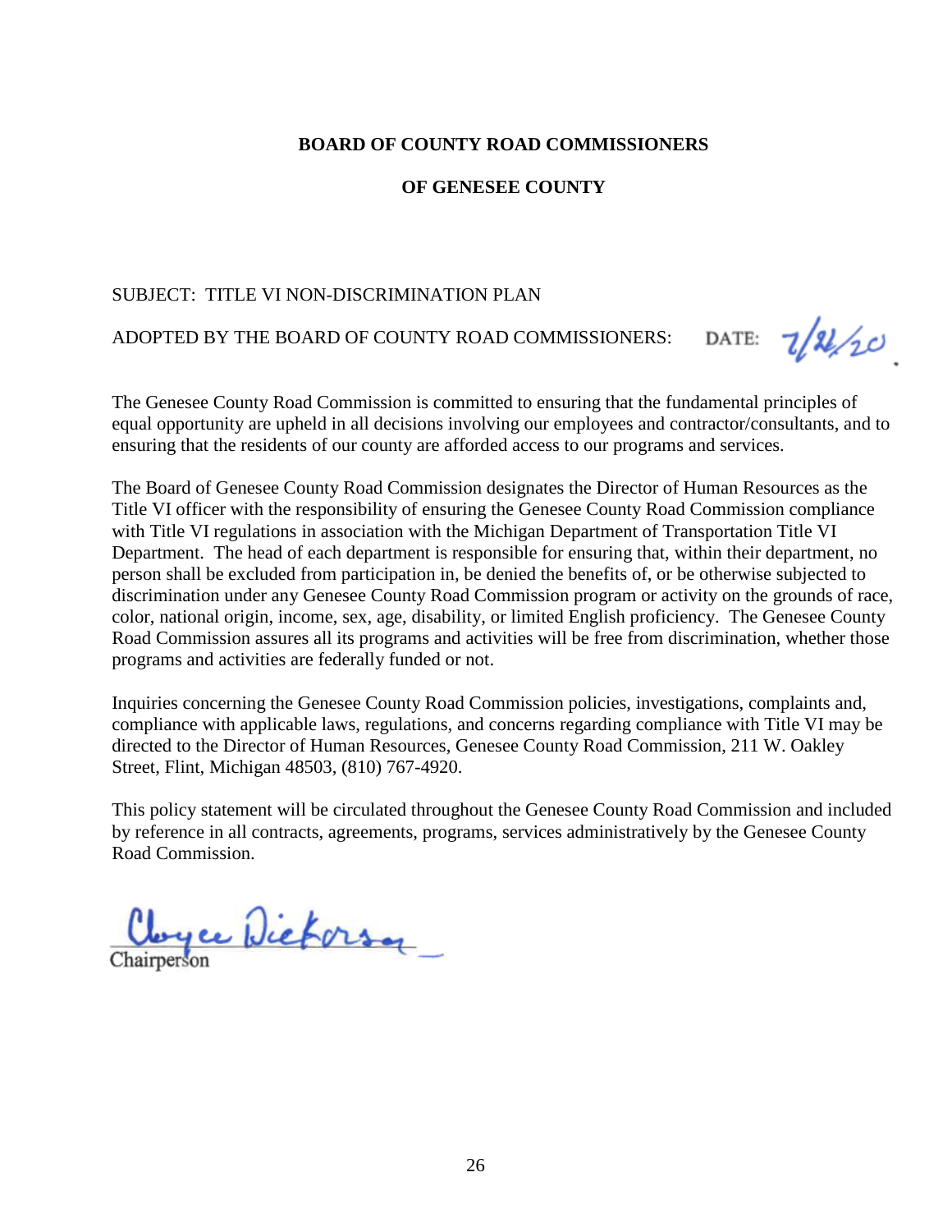**BOARD OF COUNTY ROAD COMMISSIONERS**

**OF GENESEE COUNTY**

SUBJECT: TITLE VI NON-DISCRIMINATION PLAN

ADOPTED BY THE BOARD OF COUNTY ROAD COMMISSIONERS: DATE: 7/21/20

The Genesee County Road Commission is committed to ensuring that the fundamental principles of equal opportunity are upheld in all decisions involving our employees and contractor/consultants, and to ensuring that the residents of our county are afforded access to our programs and services.

The Board of Genesee County Road Commission designates the Director of Human Resources as the Title VI officer with the responsibility of ensuring the Genesee County Road Commission compliance with Title VI regulations in association with the Michigan Department of Transportation Title VI Department. The head of each department is responsible for ensuring that, within their department, no person shall be excluded from participation in, be denied the benefits of, or be otherwise subjected to discrimination under any Genesee County Road Commission program or activity on the grounds of race, color, national origin, income, sex, age, disability, or limited English proficiency. The Genesee County Road Commission assures all its programs and activities will be free from discrimination, whether those programs and activities are federally funded or not.

Inquiries concerning the Genesee County Road Commission policies, investigations, complaints and, compliance with applicable laws, regulations, and concerns regarding compliance with Title VI may be directed to the Director of Human Resources, Genesee County Road Commission, 211 W. Oakley Street, Flint, Michigan 48503, (810) 767-4920.

This policy statement will be circulated throughout the Genesee County Road Commission and included by reference in all contracts, agreements, programs, services administratively by the Genesee County Road Commission.

Cloyce Dickerson

Chairperson